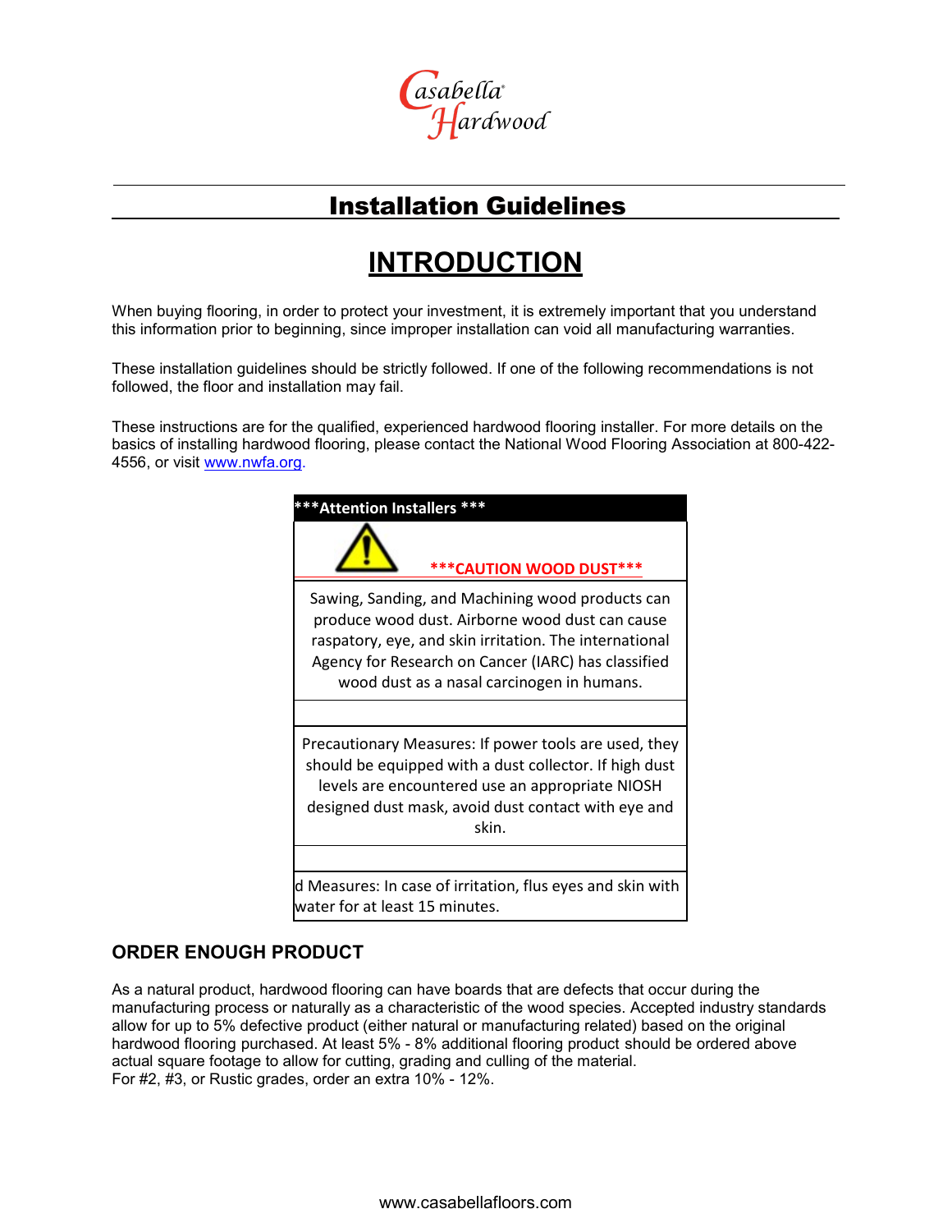Casabella® Hardwood

# Installation Guidelines

## INTRODUCTION

When buying flooring, in order to protect your investment, it is extremely important that you understand this information prior to beginning, since improper installation can void all manufacturing warranties.

These installation guidelines should be strictly followed. If one of the following recommendations is not followed, the floor and installation may fail.

These instructions are for the qualified, experienced hardwood flooring installer. For more details on the basics of installing hardwood flooring, please contact the National Wood Flooring Association at 800-422-4556, or visit www.nwfa.org.

| ***Attention Installers *** |
| --- |
| ***CAUTION WOOD DUST*** |
| Sawing, Sanding, and Machining wood products can produce wood dust. Airborne wood dust can cause raspatory, eye, and skin irritation. The international Agency for Research on Cancer (IARC) has classified wood dust as a nasal carcinogen in humans. |
| |
| Precautionary Measures: If power tools are used, they should be equipped with a dust collector. If high dust levels are encountered use an appropriate NIOSH designed dust mask, avoid dust contact with eye and skin. |
| |
| d Measures: In case of irritation, flus eyes and skin with water for at least 15 minutes. |

### ORDER ENOUGH PRODUCT

As a natural product, hardwood flooring can have boards that are defects that occur during the manufacturing process or naturally as a characteristic of the wood species. Accepted industry standards allow for up to 5% defective product (either natural or manufacturing related) based on the original hardwood flooring purchased. At least 5% - 8% additional flooring product should be ordered above actual square footage to allow for cutting, grading and culling of the material.
For #2, #3, or Rustic grades, order an extra 10% - 12%.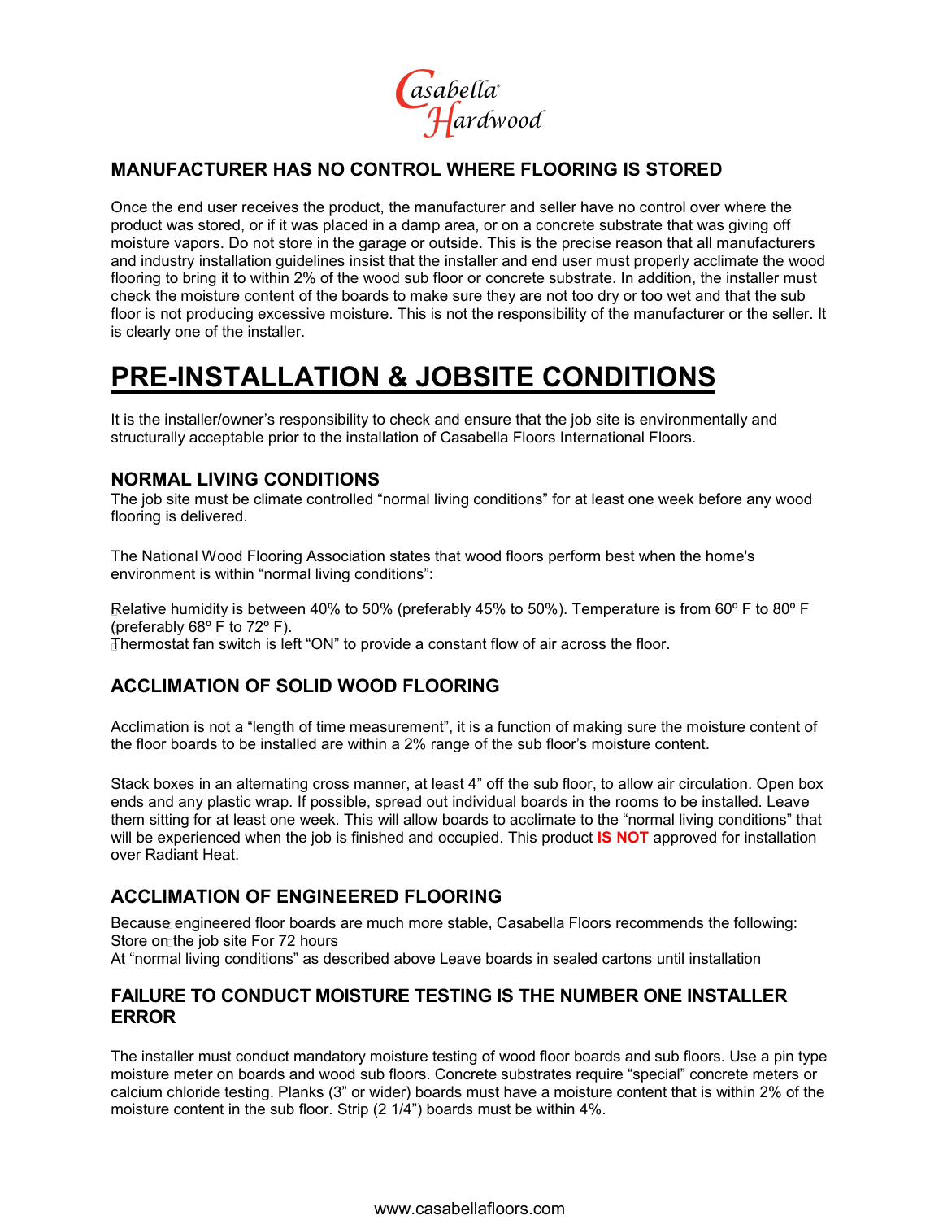## MANUFACTURER HAS NO CONTROL WHERE FLOORING IS STORED

Once the end user receives the product, the manufacturer and seller have no control over where the product was stored, or if it was placed in a damp area, or on a concrete substrate that was giving off moisture vapors. Do not store in the garage or outside. This is the precise reason that all manufacturers and industry installation guidelines insist that the installer and end user must properly acclimate the wood flooring to bring it to within 2% of the wood sub floor or concrete substrate. In addition, the installer must check the moisture content of the boards to make sure they are not too dry or too wet and that the sub floor is not producing excessive moisture. This is not the responsibility of the manufacturer or the seller. It is clearly one of the installer.

# PRE-INSTALLATION & JOBSITE CONDITIONS

It is the installer/owner's responsibility to check and ensure that the job site is environmentally and structurally acceptable prior to the installation of Casabella Floors International Floors.

### NORMAL LIVING CONDITIONS

The job site must be climate controlled "normal living conditions" for at least one week before any wood flooring is delivered.

The National Wood Flooring Association states that wood floors perform best when the home's environment is within "normal living conditions":

Relative humidity is between 40% to 50% (preferably 45% to 50%). Temperature is from 60º F to 80º F (preferably 68º F to 72º F).
Thermostat fan switch is left "ON" to provide a constant flow of air across the floor.

### ACCLIMATION OF SOLID WOOD FLOORING

Acclimation is not a "length of time measurement", it is a function of making sure the moisture content of the floor boards to be installed are within a 2% range of the sub floor's moisture content.

Stack boxes in an alternating cross manner, at least 4" off the sub floor, to allow air circulation. Open box ends and any plastic wrap. If possible, spread out individual boards in the rooms to be installed. Leave them sitting for at least one week. This will allow boards to acclimate to the "normal living conditions" that will be experienced when the job is finished and occupied. This product **IS NOT** approved for installation over Radiant Heat.

### ACCLIMATION OF ENGINEERED FLOORING

Because engineered floor boards are much more stable, Casabella Floors recommends the following:
Store on the job site For 72 hours
At "normal living conditions" as described above Leave boards in sealed cartons until installation

### FAILURE TO CONDUCT MOISTURE TESTING IS THE NUMBER ONE INSTALLER ERROR

The installer must conduct mandatory moisture testing of wood floor boards and sub floors. Use a pin type moisture meter on boards and wood sub floors. Concrete substrates require "special" concrete meters or calcium chloride testing. Planks (3" or wider) boards must have a moisture content that is within 2% of the moisture content in the sub floor. Strip (2 1/4") boards must be within 4%.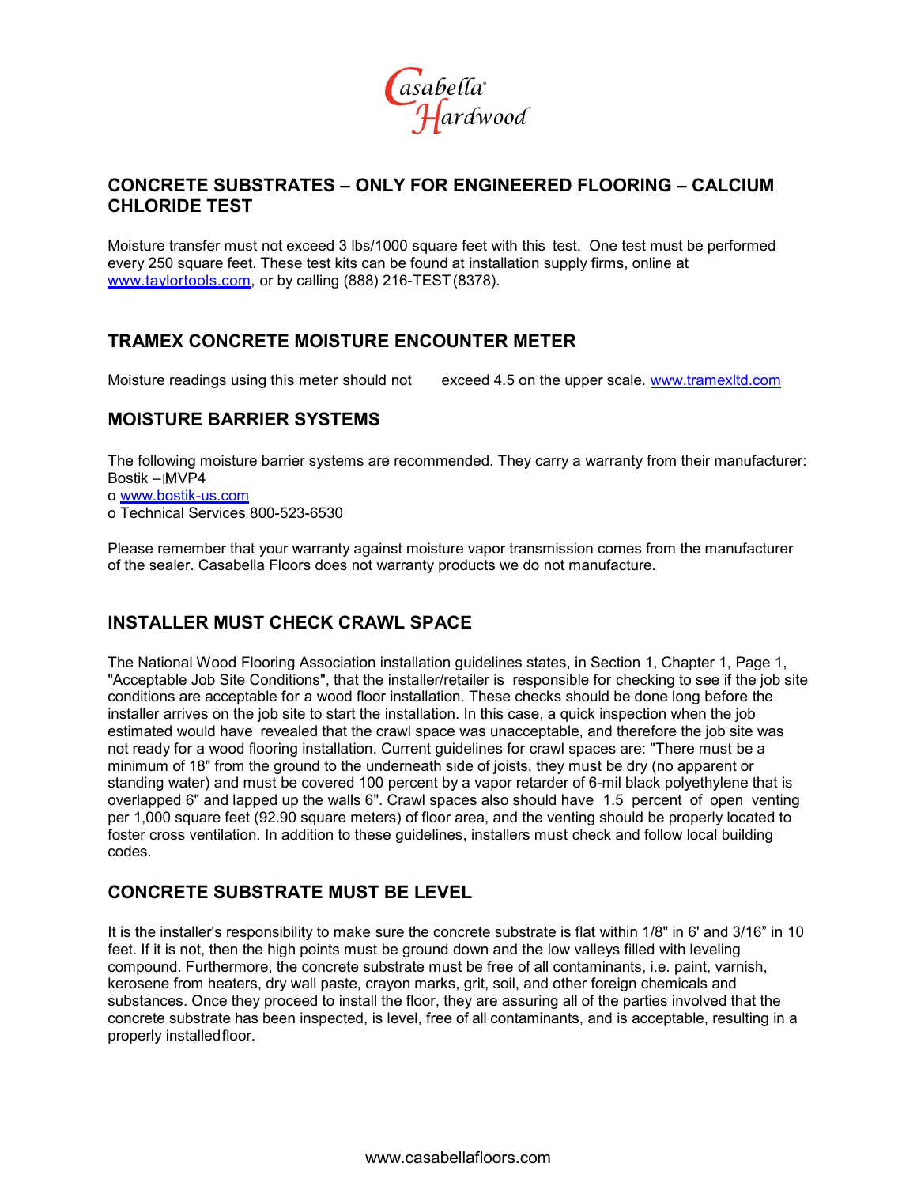## CONCRETE SUBSTRATES – ONLY FOR ENGINEERED FLOORING – CALCIUM CHLORIDE TEST

Moisture transfer must not exceed 3 lbs/1000 square feet with this test. One test must be performed every 250 square feet. These test kits can be found at installation supply firms, online at www.taylortools.com, or by calling (888) 216-TEST (8378).

## TRAMEX CONCRETE MOISTURE ENCOUNTER METER

Moisture readings using this meter should not exceed 4.5 on the upper scale. www.tramexltd.com

## MOISTURE BARRIER SYSTEMS

The following moisture barrier systems are recommended. They carry a warranty from their manufacturer:
Bostik – MVP4

- www.bostik-us.com
- Technical Services 800-523-6530

Please remember that your warranty against moisture vapor transmission comes from the manufacturer of the sealer. Casabella Floors does not warranty products we do not manufacture.

## INSTALLER MUST CHECK CRAWL SPACE

The National Wood Flooring Association installation guidelines states, in Section 1, Chapter 1, Page 1, "Acceptable Job Site Conditions", that the installer/retailer is responsible for checking to see if the job site conditions are acceptable for a wood floor installation. These checks should be done long before the installer arrives on the job site to start the installation. In this case, a quick inspection when the job estimated would have revealed that the crawl space was unacceptable, and therefore the job site was not ready for a wood flooring installation. Current guidelines for crawl spaces are: "There must be a minimum of 18" from the ground to the underneath side of joists, they must be dry (no apparent or standing water) and must be covered 100 percent by a vapor retarder of 6-mil black polyethylene that is overlapped 6" and lapped up the walls 6". Crawl spaces also should have 1.5 percent of open venting per 1,000 square feet (92.90 square meters) of floor area, and the venting should be properly located to foster cross ventilation. In addition to these guidelines, installers must check and follow local building codes.

## CONCRETE SUBSTRATE MUST BE LEVEL

It is the installer's responsibility to make sure the concrete substrate is flat within 1/8" in 6' and 3/16" in 10 feet. If it is not, then the high points must be ground down and the low valleys filled with leveling compound. Furthermore, the concrete substrate must be free of all contaminants, i.e. paint, varnish, kerosene from heaters, dry wall paste, crayon marks, grit, soil, and other foreign chemicals and substances. Once they proceed to install the floor, they are assuring all of the parties involved that the concrete substrate has been inspected, is level, free of all contaminants, and is acceptable, resulting in a properly installed floor.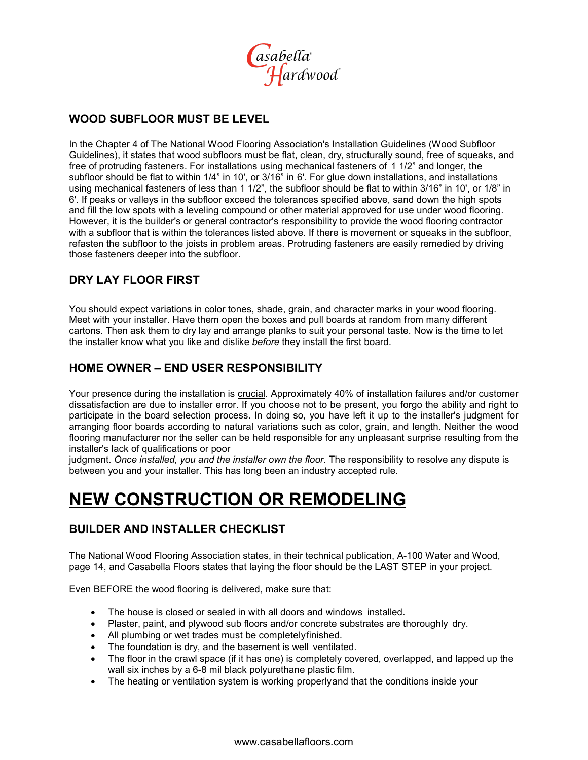### WOOD SUBFLOOR MUST BE LEVEL

In the Chapter 4 of The National Wood Flooring Association's Installation Guidelines (Wood Subfloor Guidelines), it states that wood subfloors must be flat, clean, dry, structurally sound, free of squeaks, and free of protruding fasteners. For installations using mechanical fasteners of 1 1/2" and longer, the subfloor should be flat to within 1/4" in 10', or 3/16" in 6'. For glue down installations, and installations using mechanical fasteners of less than 1 1/2", the subfloor should be flat to within 3/16" in 10', or 1/8" in 6'. If peaks or valleys in the subfloor exceed the tolerances specified above, sand down the high spots and fill the low spots with a leveling compound or other material approved for use under wood flooring. However, it is the builder's or general contractor's responsibility to provide the wood flooring contractor with a subfloor that is within the tolerances listed above. If there is movement or squeaks in the subfloor, refasten the subfloor to the joists in problem areas. Protruding fasteners are easily remedied by driving those fasteners deeper into the subfloor.

### DRY LAY FLOOR FIRST

You should expect variations in color tones, shade, grain, and character marks in your wood flooring. Meet with your installer. Have them open the boxes and pull boards at random from many different cartons. Then ask them to dry lay and arrange planks to suit your personal taste. Now is the time to let the installer know what you like and dislike *before* they install the first board.

### HOME OWNER – END USER RESPONSIBILITY

Your presence during the installation is crucial. Approximately 40% of installation failures and/or customer dissatisfaction are due to installer error. If you choose not to be present, you forgo the ability and right to participate in the board selection process. In doing so, you have left it up to the installer's judgment for arranging floor boards according to natural variations such as color, grain, and length. Neither the wood flooring manufacturer nor the seller can be held responsible for any unpleasant surprise resulting from the installer's lack of qualifications or poor judgment. *Once installed, you and the installer own the floor.* The responsibility to resolve any dispute is between you and your installer. This has long been an industry accepted rule.

# NEW CONSTRUCTION OR REMODELING

### BUILDER AND INSTALLER CHECKLIST

The National Wood Flooring Association states, in their technical publication, A-100 Water and Wood, page 14, and Casabella Floors states that laying the floor should be the LAST STEP in your project.

Even BEFORE the wood flooring is delivered, make sure that:

- The house is closed or sealed in with all doors and windows installed.
- Plaster, paint, and plywood sub floors and/or concrete substrates are thoroughly dry.
- All plumbing or wet trades must be completely finished.
- The foundation is dry, and the basement is well ventilated.
- The floor in the crawl space (if it has one) is completely covered, overlapped, and lapped up the wall six inches by a 6-8 mil black polyurethane plastic film.
- The heating or ventilation system is working properly and that the conditions inside your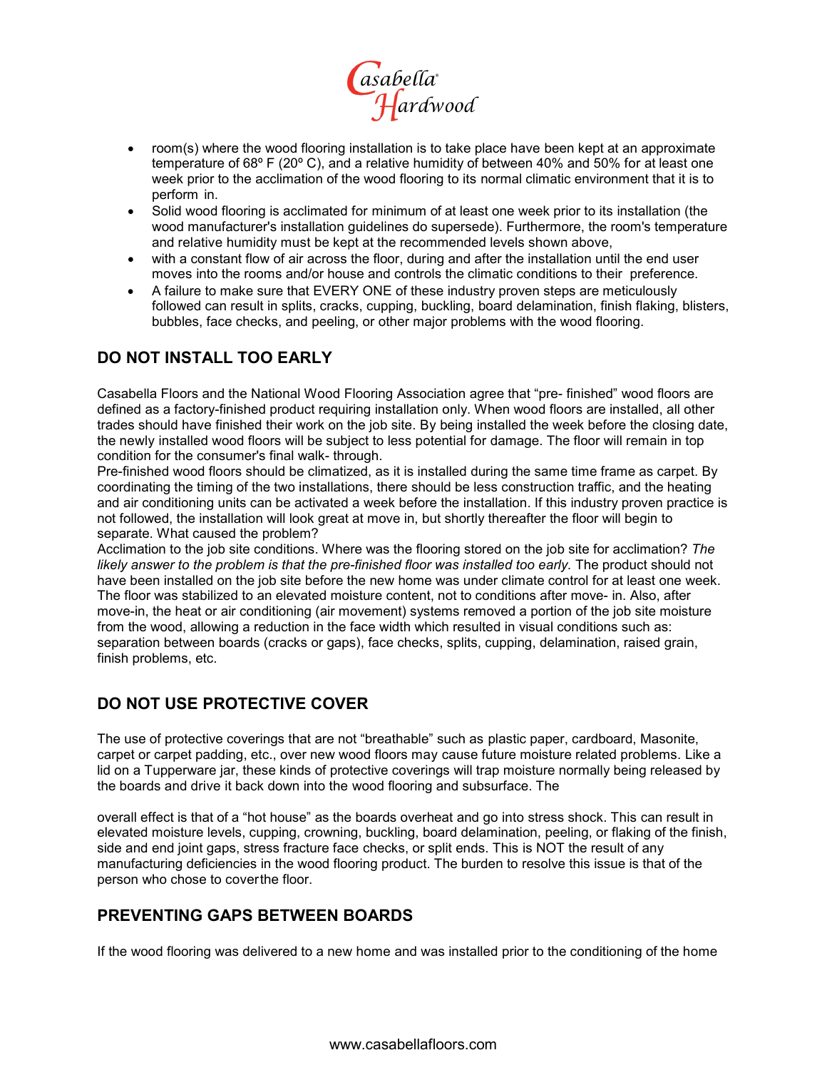- room(s) where the wood flooring installation is to take place have been kept at an approximate temperature of 68º F (20º C), and a relative humidity of between 40% and 50% for at least one week prior to the acclimation of the wood flooring to its normal climatic environment that it is to perform in.
- Solid wood flooring is acclimated for minimum of at least one week prior to its installation (the wood manufacturer's installation guidelines do supersede). Furthermore, the room's temperature and relative humidity must be kept at the recommended levels shown above,
- with a constant flow of air across the floor, during and after the installation until the end user moves into the rooms and/or house and controls the climatic conditions to their preference.
- A failure to make sure that EVERY ONE of these industry proven steps are meticulously followed can result in splits, cracks, cupping, buckling, board delamination, finish flaking, blisters, bubbles, face checks, and peeling, or other major problems with the wood flooring.

## DO NOT INSTALL TOO EARLY

Casabella Floors and the National Wood Flooring Association agree that “pre- finished” wood floors are defined as a factory-finished product requiring installation only. When wood floors are installed, all other trades should have finished their work on the job site. By being installed the week before the closing date, the newly installed wood floors will be subject to less potential for damage. The floor will remain in top condition for the consumer's final walk- through.
Pre-finished wood floors should be climatized, as it is installed during the same time frame as carpet. By coordinating the timing of the two installations, there should be less construction traffic, and the heating and air conditioning units can be activated a week before the installation. If this industry proven practice is not followed, the installation will look great at move in, but shortly thereafter the floor will begin to separate. What caused the problem?
Acclimation to the job site conditions. Where was the flooring stored on the job site for acclimation? *The likely answer to the problem is that the pre-finished floor was installed too early.* The product should not have been installed on the job site before the new home was under climate control for at least one week. The floor was stabilized to an elevated moisture content, not to conditions after move- in. Also, after move-in, the heat or air conditioning (air movement) systems removed a portion of the job site moisture from the wood, allowing a reduction in the face width which resulted in visual conditions such as: separation between boards (cracks or gaps), face checks, splits, cupping, delamination, raised grain, finish problems, etc.

## DO NOT USE PROTECTIVE COVER

The use of protective coverings that are not “breathable” such as plastic paper, cardboard, Masonite, carpet or carpet padding, etc., over new wood floors may cause future moisture related problems. Like a lid on a Tupperware jar, these kinds of protective coverings will trap moisture normally being released by the boards and drive it back down into the wood flooring and subsurface. The

overall effect is that of a “hot house” as the boards overheat and go into stress shock. This can result in elevated moisture levels, cupping, crowning, buckling, board delamination, peeling, or flaking of the finish, side and end joint gaps, stress fracture face checks, or split ends. This is NOT the result of any manufacturing deficiencies in the wood flooring product. The burden to resolve this issue is that of the person who chose to coverthe floor.

## PREVENTING GAPS BETWEEN BOARDS

If the wood flooring was delivered to a new home and was installed prior to the conditioning of the home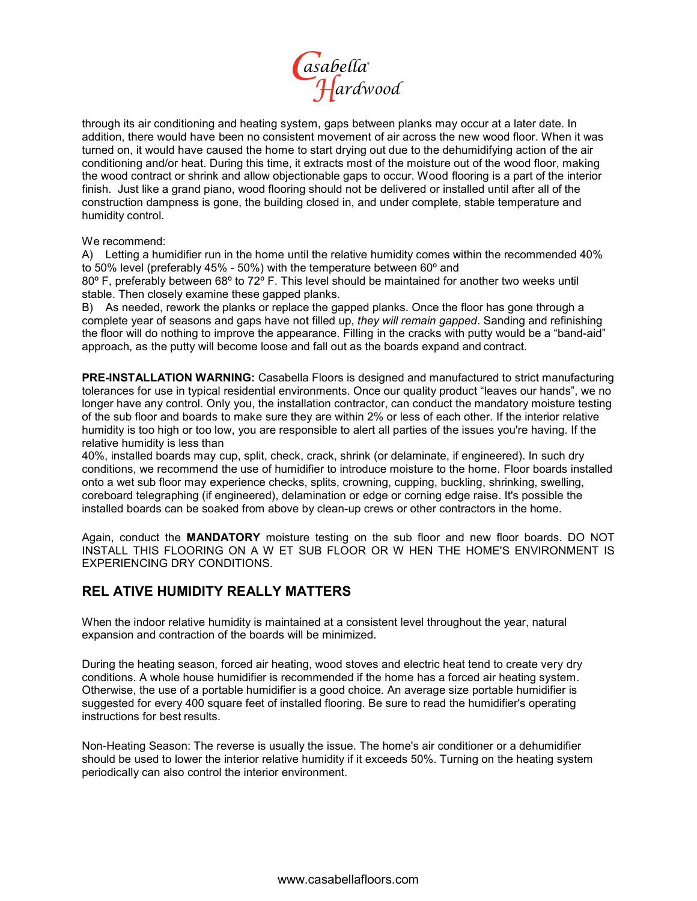through its air conditioning and heating system, gaps between planks may occur at a later date. In addition, there would have been no consistent movement of air across the new wood floor. When it was turned on, it would have caused the home to start drying out due to the dehumidifying action of the air conditioning and/or heat. During this time, it extracts most of the moisture out of the wood floor, making the wood contract or shrink and allow objectionable gaps to occur. Wood flooring is a part of the interior finish. Just like a grand piano, wood flooring should not be delivered or installed until after all of the construction dampness is gone, the building closed in, and under complete, stable temperature and humidity control.

We recommend:

A) Letting a humidifier run in the home until the relative humidity comes within the recommended 40% to 50% level (preferably 45% - 50%) with the temperature between 60º and 80º F, preferably between 68º to 72º F. This level should be maintained for another two weeks until stable. Then closely examine these gapped planks.

B) As needed, rework the planks or replace the gapped planks. Once the floor has gone through a complete year of seasons and gaps have not filled up, *they will remain gapped*. Sanding and refinishing the floor will do nothing to improve the appearance. Filling in the cracks with putty would be a "band-aid" approach, as the putty will become loose and fall out as the boards expand and contract.

**PRE-INSTALLATION WARNING:** Casabella Floors is designed and manufactured to strict manufacturing tolerances for use in typical residential environments. Once our quality product "leaves our hands", we no longer have any control. Only you, the installation contractor, can conduct the mandatory moisture testing of the sub floor and boards to make sure they are within 2% or less of each other. If the interior relative humidity is too high or too low, you are responsible to alert all parties of the issues you're having. If the relative humidity is less than 40%, installed boards may cup, split, check, crack, shrink (or delaminate, if engineered). In such dry conditions, we recommend the use of humidifier to introduce moisture to the home. Floor boards installed onto a wet sub floor may experience checks, splits, crowning, cupping, buckling, shrinking, swelling, coreboard telegraphing (if engineered), delamination or edge or corning edge raise. It's possible the installed boards can be soaked from above by clean-up crews or other contractors in the home.

Again, conduct the **MANDATORY** moisture testing on the sub floor and new floor boards. DO NOT INSTALL THIS FLOORING ON A WET SUB FLOOR OR WHEN THE HOME'S ENVIRONMENT IS EXPERIENCING DRY CONDITIONS.

## RELATIVE HUMIDITY REALLY MATTERS

When the indoor relative humidity is maintained at a consistent level throughout the year, natural expansion and contraction of the boards will be minimized.

During the heating season, forced air heating, wood stoves and electric heat tend to create very dry conditions. A whole house humidifier is recommended if the home has a forced air heating system. Otherwise, the use of a portable humidifier is a good choice. An average size portable humidifier is suggested for every 400 square feet of installed flooring. Be sure to read the humidifier's operating instructions for best results.

Non-Heating Season: The reverse is usually the issue. The home's air conditioner or a dehumidifier should be used to lower the interior relative humidity if it exceeds 50%. Turning on the heating system periodically can also control the interior environment.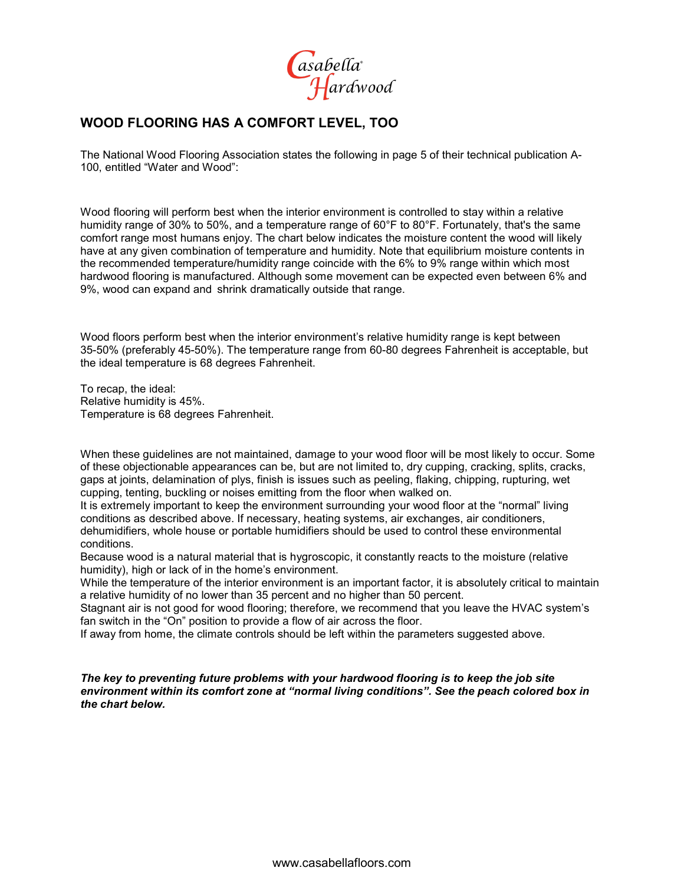# WOOD FLOORING HAS A COMFORT LEVEL, TOO

The National Wood Flooring Association states the following in page 5 of their technical publication A-100, entitled "Water and Wood":

Wood flooring will perform best when the interior environment is controlled to stay within a relative humidity range of 30% to 50%, and a temperature range of 60°F to 80°F. Fortunately, that's the same comfort range most humans enjoy. The chart below indicates the moisture content the wood will likely have at any given combination of temperature and humidity. Note that equilibrium moisture contents in the recommended temperature/humidity range coincide with the 6% to 9% range within which most hardwood flooring is manufactured. Although some movement can be expected even between 6% and 9%, wood can expand and shrink dramatically outside that range.

Wood floors perform best when the interior environment's relative humidity range is kept between 35-50% (preferably 45-50%). The temperature range from 60-80 degrees Fahrenheit is acceptable, but the ideal temperature is 68 degrees Fahrenheit.

To recap, the ideal:
Relative humidity is 45%.
Temperature is 68 degrees Fahrenheit.

When these guidelines are not maintained, damage to your wood floor will be most likely to occur. Some of these objectionable appearances can be, but are not limited to, dry cupping, cracking, splits, cracks, gaps at joints, delamination of plys, finish is issues such as peeling, flaking, chipping, rupturing, wet cupping, tenting, buckling or noises emitting from the floor when walked on.
It is extremely important to keep the environment surrounding your wood floor at the "normal" living conditions as described above. If necessary, heating systems, air exchanges, air conditioners, dehumidifiers, whole house or portable humidifiers should be used to control these environmental conditions.
Because wood is a natural material that is hygroscopic, it constantly reacts to the moisture (relative humidity), high or lack of in the home's environment.
While the temperature of the interior environment is an important factor, it is absolutely critical to maintain a relative humidity of no lower than 35 percent and no higher than 50 percent.
Stagnant air is not good for wood flooring; therefore, we recommend that you leave the HVAC system's fan switch in the "On" position to provide a flow of air across the floor.
If away from home, the climate controls should be left within the parameters suggested above.

***The key to preventing future problems with your hardwood flooring is to keep the job site environment within its comfort zone at "normal living conditions". See the peach colored box in the chart below.***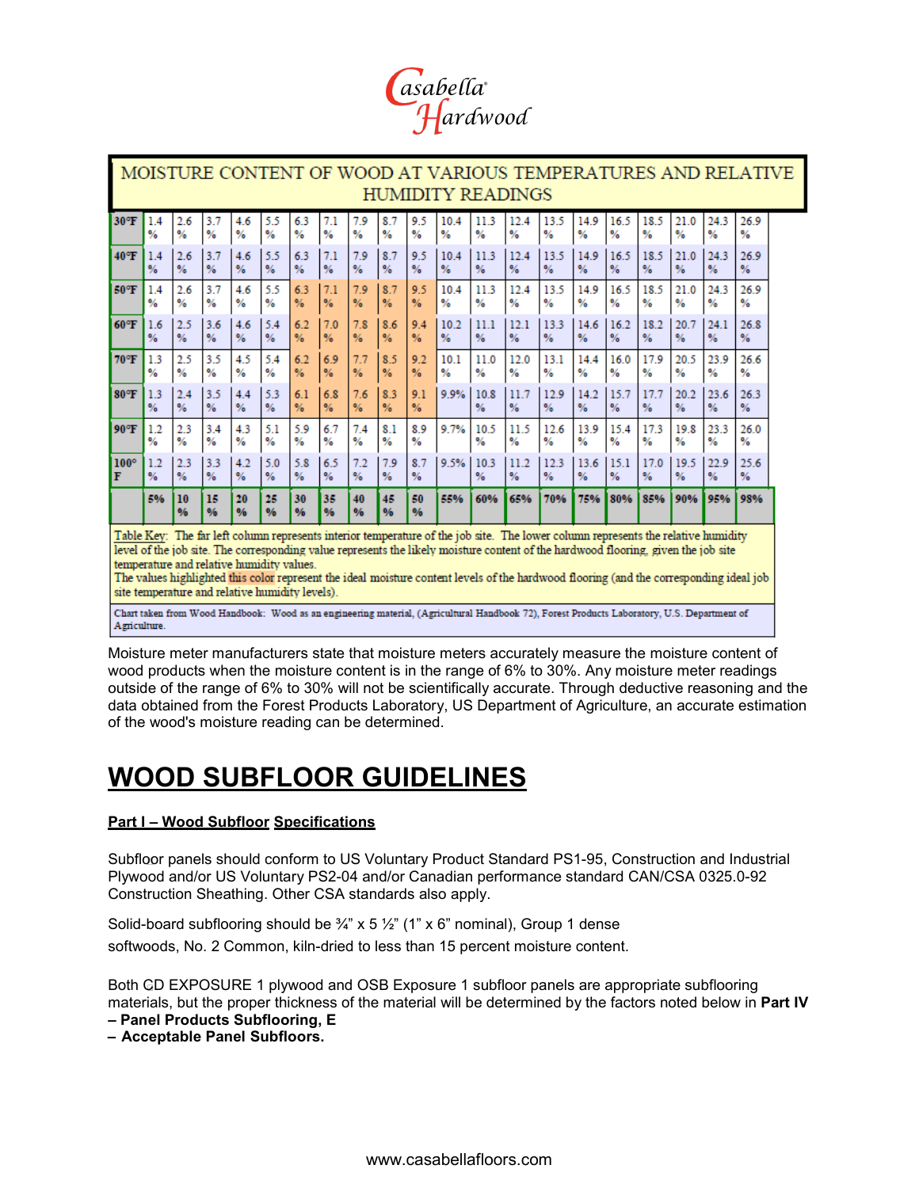Casabella® Hardwood

## MOISTURE CONTENT OF WOOD AT VARIOUS TEMPERATURES AND RELATIVE HUMIDITY READINGS

| | | | | | | | | | | | | | | | | | | | | |
|---|---|---|---|---|---|---|---|---|---|---|---|---|---|---|---|---|---|---|---|---|
| 30°F | 1.4 % | 2.6 % | 3.7 % | 4.6 % | 5.5 % | 6.3 % | 7.1 % | 7.9 % | 8.7 % | 9.5 % | 10.4 % | 11.3 % | 12.4 % | 13.5 % | 14.9 % | 16.5 % | 18.5 % | 21.0 % | 24.3 % | 26.9 % |
| 40°F | 1.4 % | 2.6 % | 3.7 % | 4.6 % | 5.5 % | 6.3 % | 7.1 % | 7.9 % | 8.7 % | 9.5 % | 10.4 % | 11.3 % | 12.4 % | 13.5 % | 14.9 % | 16.5 % | 18.5 % | 21.0 % | 24.3 % | 26.9 % |
| 50°F | 1.4 % | 2.6 % | 3.7 % | 4.6 % | 5.5 % | 6.3 % | 7.1 % | 7.9 % | 8.7 % | 9.5 % | 10.4 % | 11.3 % | 12.4 % | 13.5 % | 14.9 % | 16.5 % | 18.5 % | 21.0 % | 24.3 % | 26.9 % |
| 60°F | 1.6 % | 2.5 % | 3.6 % | 4.6 % | 5.4 % | 6.2 % | 7.0 % | 7.8 % | 8.6 % | 9.4 % | 10.2 % | 11.1 % | 12.1 % | 13.3 % | 14.6 % | 16.2 % | 18.2 % | 20.7 % | 24.1 % | 26.8 % |
| 70°F | 1.3 % | 2.5 % | 3.5 % | 4.5 % | 5.4 % | 6.2 % | 6.9 % | 7.7 % | 8.5 % | 9.2 % | 10.1 % | 11.0 % | 12.0 % | 13.1 % | 14.4 % | 16.0 % | 17.9 % | 20.5 % | 23.9 % | 26.6 % |
| 80°F | 1.3 % | 2.4 % | 3.5 % | 4.4 % | 5.3 % | 6.1 % | 6.8 % | 7.6 % | 8.3 % | 9.1 % | 9.9% | 10.8 % | 11.7 % | 12.9 % | 14.2 % | 15.7 % | 17.7 % | 20.2 % | 23.6 % | 26.3 % |
| 90°F | 1.2 % | 2.3 % | 3.4 % | 4.3 % | 5.1 % | 5.9 % | 6.7 % | 7.4 % | 8.1 % | 8.9 % | 9.7% | 10.5 % | 11.5 % | 12.6 % | 13.9 % | 15.4 % | 17.3 % | 19.8 % | 23.3 % | 26.0 % |
| 100°F | 1.2 % | 2.3 % | 3.3 % | 4.2 % | 5.0 % | 5.8 % | 6.5 % | 7.2 % | 7.9 % | 8.7 % | 9.5% | 10.3 % | 11.2 % | 12.3 % | 13.6 % | 15.1 % | 17.0 % | 19.5 % | 22.9 % | 25.6 % |
| | 5% | 10 % | 15 % | 20 % | 25 % | 30 % | 35 % | 40 % | 45 % | 50 % | 55% | 60% | 65% | 70% | 75% | 80% | 85% | 90% | 95% | 98% |

Table Key: The far left column represents interior temperature of the job site. The lower column represents the relative humidity level of the job site. The corresponding value represents the likely moisture content of the hardwood flooring, given the job site temperature and relative humidity values.
The values highlighted this color represent the ideal moisture content levels of the hardwood flooring (and the corresponding ideal job site temperature and relative humidity levels).

Chart taken from Wood Handbook: Wood as an engineering material, (Agricultural Handbook 72), Forest Products Laboratory, U.S. Department of Agriculture.

Moisture meter manufacturers state that moisture meters accurately measure the moisture content of wood products when the moisture content is in the range of 6% to 30%. Any moisture meter readings outside of the range of 6% to 30% will not be scientifically accurate. Through deductive reasoning and the data obtained from the Forest Products Laboratory, US Department of Agriculture, an accurate estimation of the wood's moisture reading can be determined.

# WOOD SUBFLOOR GUIDELINES

**Part I – Wood Subfloor Specifications**

Subfloor panels should conform to US Voluntary Product Standard PS1-95, Construction and Industrial Plywood and/or US Voluntary PS2-04 and/or Canadian performance standard CAN/CSA 0325.0-92 Construction Sheathing. Other CSA standards also apply.

Solid-board subflooring should be ¾" x 5 ½" (1" x 6" nominal), Group 1 dense softwoods, No. 2 Common, kiln-dried to less than 15 percent moisture content.

Both CD EXPOSURE 1 plywood and OSB Exposure 1 subfloor panels are appropriate subflooring materials, but the proper thickness of the material will be determined by the factors noted below in **Part IV – Panel Products Subflooring, E – Acceptable Panel Subfloors.**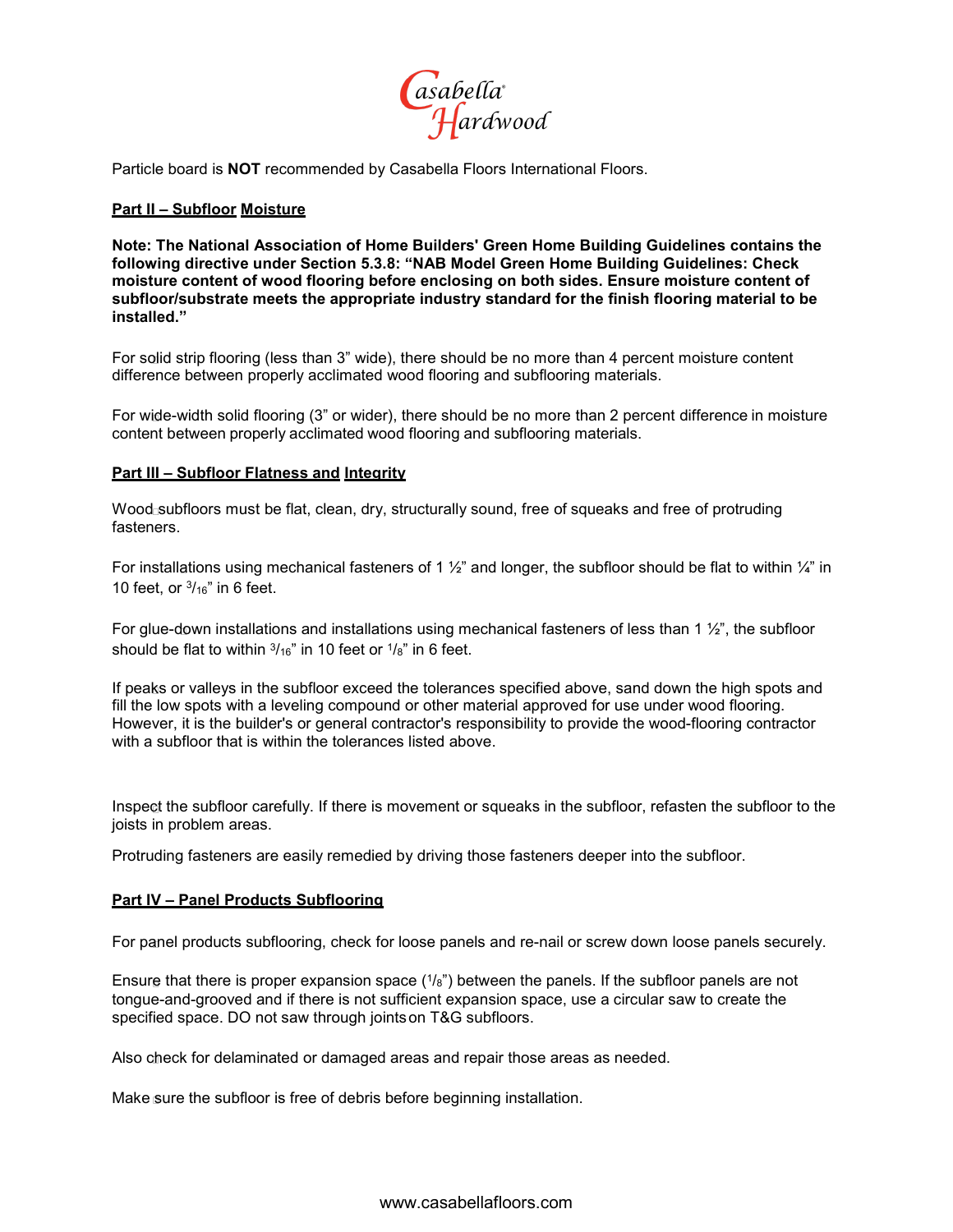Particle board is **NOT** recommended by Casabella Floors International Floors.

## Part II – Subfloor Moisture

**Note: The National Association of Home Builders' Green Home Building Guidelines contains the following directive under Section 5.3.8: "NAB Model Green Home Building Guidelines: Check moisture content of wood flooring before enclosing on both sides. Ensure moisture content of subfloor/substrate meets the appropriate industry standard for the finish flooring material to be installed."**

For solid strip flooring (less than 3" wide), there should be no more than 4 percent moisture content difference between properly acclimated wood flooring and subflooring materials.

For wide-width solid flooring (3" or wider), there should be no more than 2 percent difference in moisture content between properly acclimated wood flooring and subflooring materials.

## Part III – Subfloor Flatness and Integrity

Wood subfloors must be flat, clean, dry, structurally sound, free of squeaks and free of protruding fasteners.

For installations using mechanical fasteners of 1 ½" and longer, the subfloor should be flat to within ¼" in 10 feet, or 3/16" in 6 feet.

For glue-down installations and installations using mechanical fasteners of less than 1 ½", the subfloor should be flat to within 3/16" in 10 feet or 1/8" in 6 feet.

If peaks or valleys in the subfloor exceed the tolerances specified above, sand down the high spots and fill the low spots with a leveling compound or other material approved for use under wood flooring. However, it is the builder's or general contractor's responsibility to provide the wood-flooring contractor with a subfloor that is within the tolerances listed above.

Inspect the subfloor carefully. If there is movement or squeaks in the subfloor, refasten the subfloor to the joists in problem areas.

Protruding fasteners are easily remedied by driving those fasteners deeper into the subfloor.

## Part IV – Panel Products Subflooring

For panel products subflooring, check for loose panels and re-nail or screw down loose panels securely.

Ensure that there is proper expansion space (1/8") between the panels. If the subfloor panels are not tongue-and-grooved and if there is not sufficient expansion space, use a circular saw to create the specified space. DO not saw through joints on T&G subfloors.

Also check for delaminated or damaged areas and repair those areas as needed.

Make sure the subfloor is free of debris before beginning installation.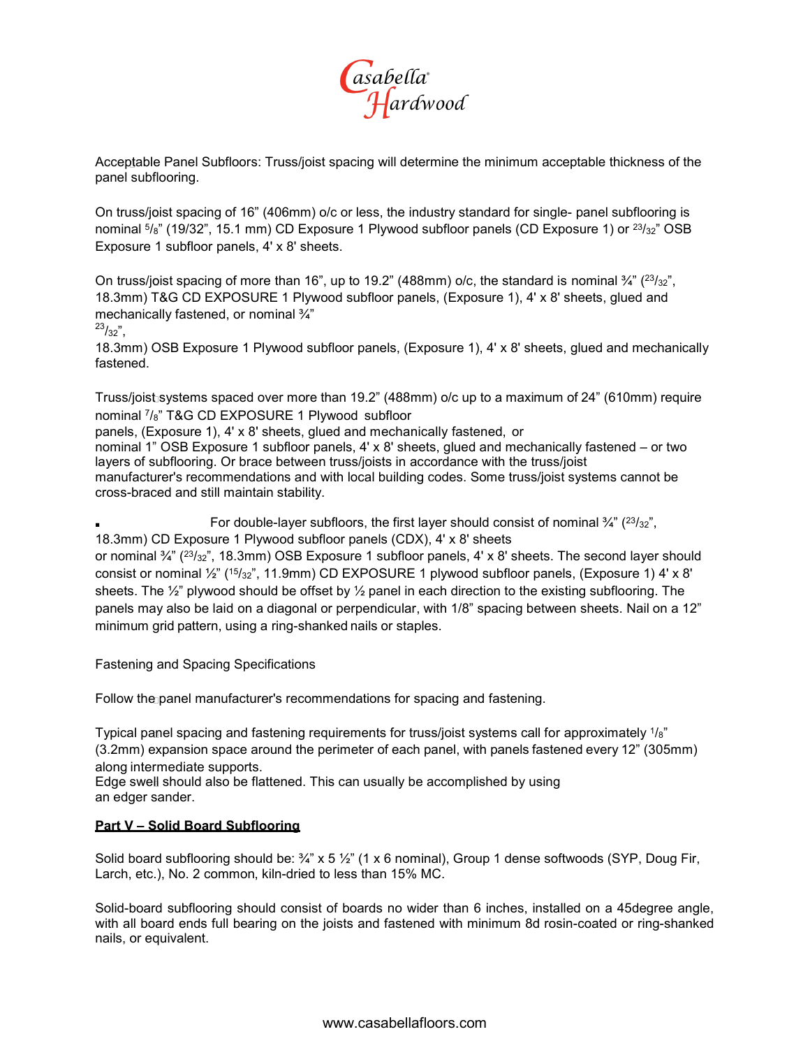Acceptable Panel Subfloors: Truss/joist spacing will determine the minimum acceptable thickness of the panel subflooring.

On truss/joist spacing of 16” (406mm) o/c or less, the industry standard for single- panel subflooring is nominal 5/8” (19/32”, 15.1 mm) CD Exposure 1 Plywood subfloor panels (CD Exposure 1) or 23/32” OSB Exposure 1 subfloor panels, 4' x 8' sheets.

On truss/joist spacing of more than 16”, up to 19.2” (488mm) o/c, the standard is nominal ¾” (23/32”, 18.3mm) T&G CD EXPOSURE 1 Plywood subfloor panels, (Exposure 1), 4' x 8' sheets, glued and mechanically fastened, or nominal ¾” 23/32”, 18.3mm) OSB Exposure 1 Plywood subfloor panels, (Exposure 1), 4' x 8' sheets, glued and mechanically fastened.

Truss/joist systems spaced over more than 19.2” (488mm) o/c up to a maximum of 24” (610mm) require nominal 7/8” T&G CD EXPOSURE 1 Plywood subfloor panels, (Exposure 1), 4' x 8' sheets, glued and mechanically fastened, or nominal 1” OSB Exposure 1 subfloor panels, 4' x 8' sheets, glued and mechanically fastened – or two layers of subflooring. Or brace between truss/joists in accordance with the truss/joist manufacturer's recommendations and with local building codes. Some truss/joist systems cannot be cross-braced and still maintain stability.

- For double-layer subfloors, the first layer should consist of nominal ¾” (23/32”, 18.3mm) CD Exposure 1 Plywood subfloor panels (CDX), 4' x 8' sheets or nominal ¾” (23/32”, 18.3mm) OSB Exposure 1 subfloor panels, 4' x 8' sheets. The second layer should consist or nominal ½” (15/32”, 11.9mm) CD EXPOSURE 1 plywood subfloor panels, (Exposure 1) 4' x 8' sheets. The ½” plywood should be offset by ½ panel in each direction to the existing subflooring. The panels may also be laid on a diagonal or perpendicular, with 1/8” spacing between sheets. Nail on a 12” minimum grid pattern, using a ring-shanked nails or staples.

Fastening and Spacing Specifications

Follow the panel manufacturer's recommendations for spacing and fastening.

Typical panel spacing and fastening requirements for truss/joist systems call for approximately 1/8” (3.2mm) expansion space around the perimeter of each panel, with panels fastened every 12” (305mm) along intermediate supports.
Edge swell should also be flattened. This can usually be accomplished by using an edger sander.

**Part V – Solid Board Subflooring**

Solid board subflooring should be: ¾” x 5 ½” (1 x 6 nominal), Group 1 dense softwoods (SYP, Doug Fir, Larch, etc.), No. 2 common, kiln-dried to less than 15% MC.

Solid-board subflooring should consist of boards no wider than 6 inches, installed on a 45degree angle, with all board ends full bearing on the joists and fastened with minimum 8d rosin-coated or ring-shanked nails, or equivalent.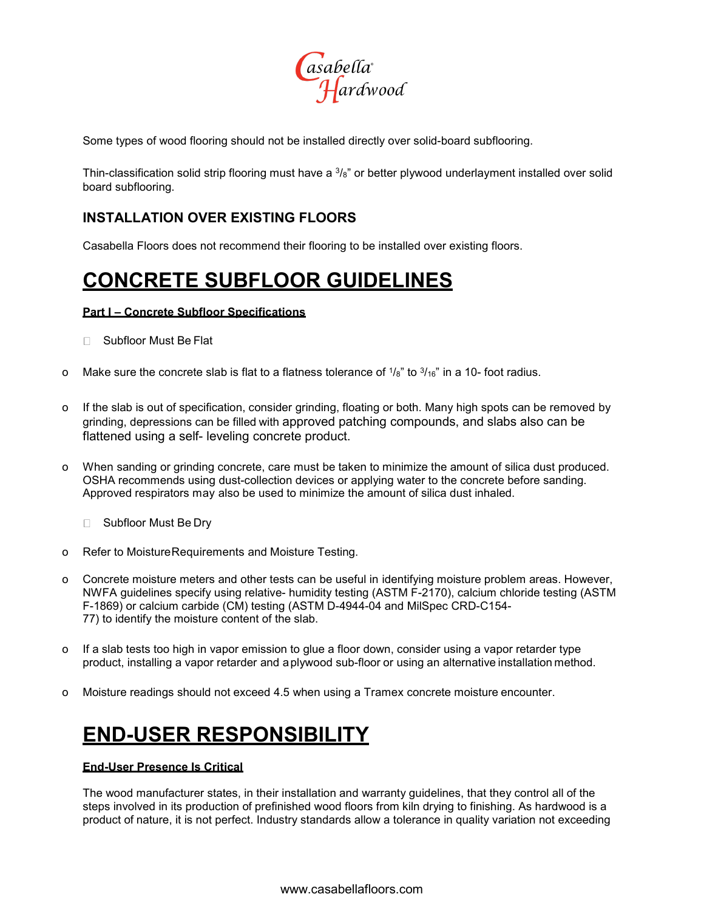Some types of wood flooring should not be installed directly over solid-board subflooring.

Thin-classification solid strip flooring must have a $^3/_8$" or better plywood underlayment installed over solid board subflooring.

### INSTALLATION OVER EXISTING FLOORS

Casabella Floors does not recommend their flooring to be installed over existing floors.

# CONCRETE SUBFLOOR GUIDELINES

**Part I – Concrete Subfloor Specifications**

- Subfloor Must Be Flat

- Make sure the concrete slab is flat to a flatness tolerance of $^1/_8$" to $^3/_{16}$" in a 10- foot radius.

- If the slab is out of specification, consider grinding, floating or both. Many high spots can be removed by grinding, depressions can be filled with approved patching compounds, and slabs also can be flattened using a self- leveling concrete product.

- When sanding or grinding concrete, care must be taken to minimize the amount of silica dust produced. OSHA recommends using dust-collection devices or applying water to the concrete before sanding. Approved respirators may also be used to minimize the amount of silica dust inhaled.

- Subfloor Must Be Dry

- Refer to Moisture Requirements and Moisture Testing.

- Concrete moisture meters and other tests can be useful in identifying moisture problem areas. However, NWFA guidelines specify using relative- humidity testing (ASTM F-2170), calcium chloride testing (ASTM F-1869) or calcium carbide (CM) testing (ASTM D-4944-04 and MilSpec CRD-C154-77) to identify the moisture content of the slab.

- If a slab tests too high in vapor emission to glue a floor down, consider using a vapor retarder type product, installing a vapor retarder and a plywood sub-floor or using an alternative installation method.

- Moisture readings should not exceed 4.5 when using a Tramex concrete moisture encounter.

# END-USER RESPONSIBILITY

**End-User Presence Is Critical**

The wood manufacturer states, in their installation and warranty guidelines, that they control all of the steps involved in its production of prefinished wood floors from kiln drying to finishing. As hardwood is a product of nature, it is not perfect. Industry standards allow a tolerance in quality variation not exceeding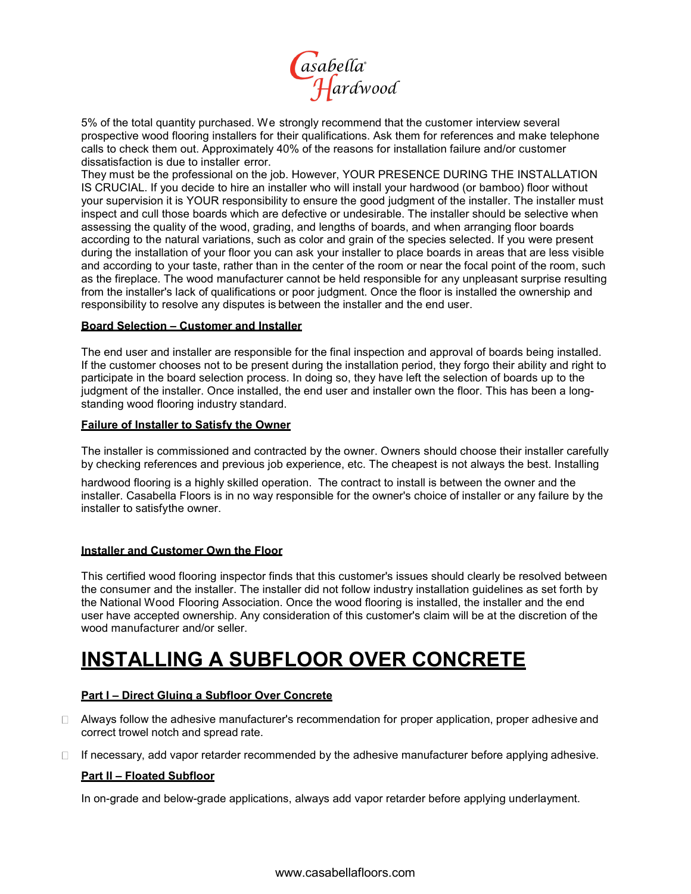5% of the total quantity purchased. We strongly recommend that the customer interview several prospective wood flooring installers for their qualifications. Ask them for references and make telephone calls to check them out. Approximately 40% of the reasons for installation failure and/or customer dissatisfaction is due to installer error.

They must be the professional on the job. However, YOUR PRESENCE DURING THE INSTALLATION IS CRUCIAL. If you decide to hire an installer who will install your hardwood (or bamboo) floor without your supervision it is YOUR responsibility to ensure the good judgment of the installer. The installer must inspect and cull those boards which are defective or undesirable. The installer should be selective when assessing the quality of the wood, grading, and lengths of boards, and when arranging floor boards according to the natural variations, such as color and grain of the species selected. If you were present during the installation of your floor you can ask your installer to place boards in areas that are less visible and according to your taste, rather than in the center of the room or near the focal point of the room, such as the fireplace. The wood manufacturer cannot be held responsible for any unpleasant surprise resulting from the installer's lack of qualifications or poor judgment. Once the floor is installed the ownership and responsibility to resolve any disputes is between the installer and the end user.

**Board Selection – Customer and Installer**

The end user and installer are responsible for the final inspection and approval of boards being installed. If the customer chooses not to be present during the installation period, they forgo their ability and right to participate in the board selection process. In doing so, they have left the selection of boards up to the judgment of the installer. Once installed, the end user and installer own the floor. This has been a long-standing wood flooring industry standard.

**Failure of Installer to Satisfy the Owner**

The installer is commissioned and contracted by the owner. Owners should choose their installer carefully by checking references and previous job experience, etc. The cheapest is not always the best. Installing hardwood flooring is a highly skilled operation. The contract to install is between the owner and the installer. Casabella Floors is in no way responsible for the owner's choice of installer or any failure by the installer to satisfythe owner.

**Installer and Customer Own the Floor**

This certified wood flooring inspector finds that this customer's issues should clearly be resolved between the consumer and the installer. The installer did not follow industry installation guidelines as set forth by the National Wood Flooring Association. Once the wood flooring is installed, the installer and the end user have accepted ownership. Any consideration of this customer's claim will be at the discretion of the wood manufacturer and/or seller.

# INSTALLING A SUBFLOOR OVER CONCRETE

**Part I – Direct Gluing a Subfloor Over Concrete**

- Always follow the adhesive manufacturer's recommendation for proper application, proper adhesive and correct trowel notch and spread rate.
- If necessary, add vapor retarder recommended by the adhesive manufacturer before applying adhesive.

**Part II – Floated Subfloor**

In on-grade and below-grade applications, always add vapor retarder before applying underlayment.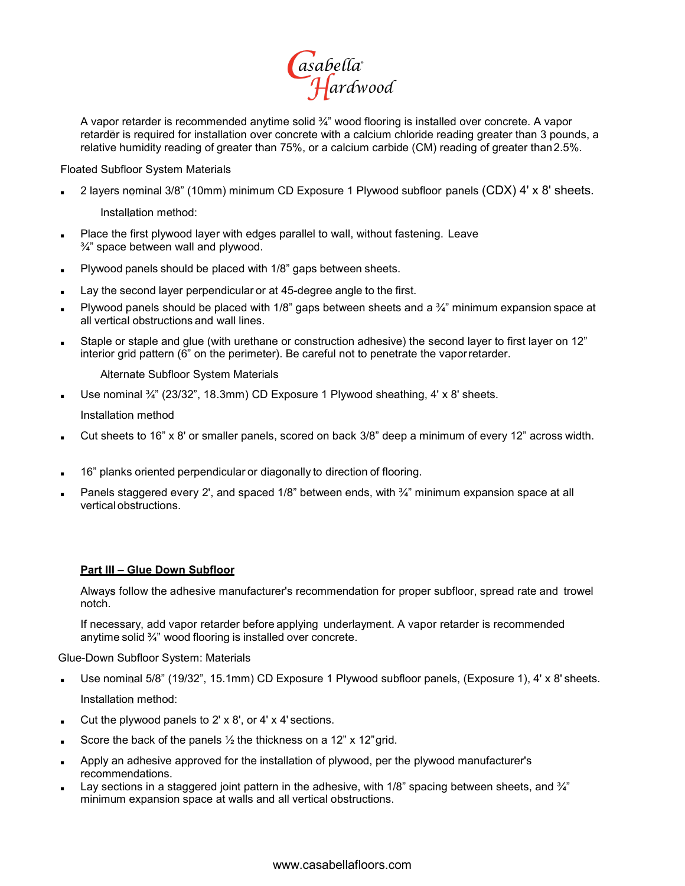A vapor retarder is recommended anytime solid ¾" wood flooring is installed over concrete. A vapor retarder is required for installation over concrete with a calcium chloride reading greater than 3 pounds, a relative humidity reading of greater than 75%, or a calcium carbide (CM) reading of greater than 2.5%.

Floated Subfloor System Materials

- 2 layers nominal 3/8" (10mm) minimum CD Exposure 1 Plywood subfloor panels (CDX) 4' x 8' sheets.

Installation method:

- Place the first plywood layer with edges parallel to wall, without fastening. Leave ¾" space between wall and plywood.
- Plywood panels should be placed with 1/8" gaps between sheets.
- Lay the second layer perpendicular or at 45-degree angle to the first.
- Plywood panels should be placed with 1/8" gaps between sheets and a ¾" minimum expansion space at all vertical obstructions and wall lines.
- Staple or staple and glue (with urethane or construction adhesive) the second layer to first layer on 12" interior grid pattern (6" on the perimeter). Be careful not to penetrate the vapor retarder.

Alternate Subfloor System Materials

- Use nominal ¾" (23/32", 18.3mm) CD Exposure 1 Plywood sheathing, 4' x 8' sheets.

Installation method

- Cut sheets to 16" x 8' or smaller panels, scored on back 3/8" deep a minimum of every 12" across width.
- 16" planks oriented perpendicular or diagonally to direction of flooring.
- Panels staggered every 2', and spaced 1/8" between ends, with ¾" minimum expansion space at all vertical obstructions.

## Part III – Glue Down Subfloor

Always follow the adhesive manufacturer's recommendation for proper subfloor, spread rate and trowel notch.

If necessary, add vapor retarder before applying underlayment. A vapor retarder is recommended anytime solid ¾" wood flooring is installed over concrete.

Glue-Down Subfloor System: Materials

- Use nominal 5/8" (19/32", 15.1mm) CD Exposure 1 Plywood subfloor panels, (Exposure 1), 4' x 8' sheets.

Installation method:

- Cut the plywood panels to 2' x 8', or 4' x 4' sections.
- Score the back of the panels ½ the thickness on a 12" x 12" grid.
- Apply an adhesive approved for the installation of plywood, per the plywood manufacturer's recommendations.
- Lay sections in a staggered joint pattern in the adhesive, with 1/8" spacing between sheets, and ¾" minimum expansion space at walls and all vertical obstructions.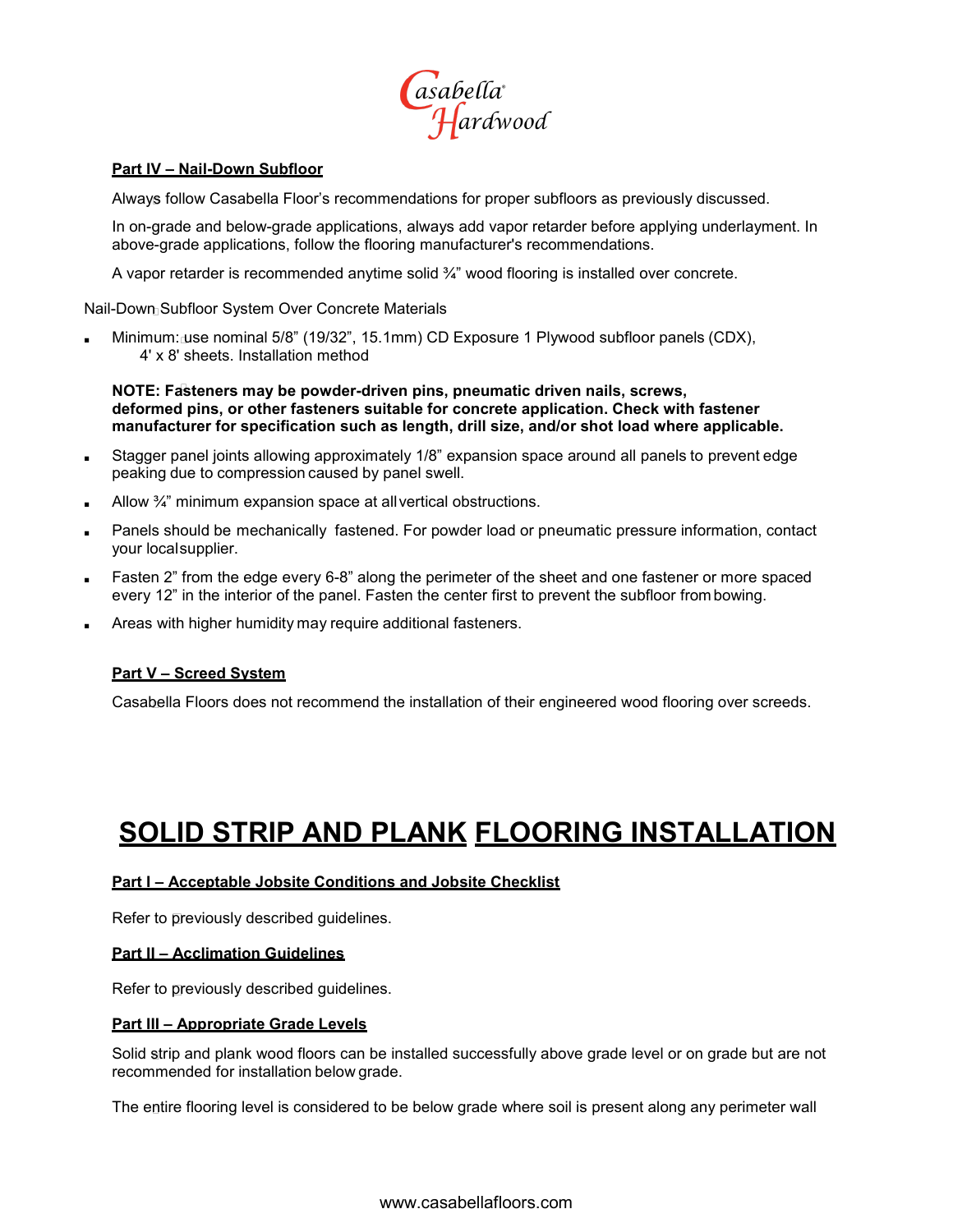### Part IV – Nail-Down Subfloor

Always follow Casabella Floor's recommendations for proper subfloors as previously discussed.

In on-grade and below-grade applications, always add vapor retarder before applying underlayment. In above-grade applications, follow the flooring manufacturer's recommendations.

A vapor retarder is recommended anytime solid ¾" wood flooring is installed over concrete.

Nail-Down Subfloor System Over Concrete Materials

- Minimum: use nominal 5/8" (19/32", 15.1mm) CD Exposure 1 Plywood subfloor panels (CDX), 4' x 8' sheets. Installation method

**NOTE: Fasteners may be powder-driven pins, pneumatic driven nails, screws, deformed pins, or other fasteners suitable for concrete application. Check with fastener manufacturer for specification such as length, drill size, and/or shot load where applicable.**

- Stagger panel joints allowing approximately 1/8" expansion space around all panels to prevent edge peaking due to compression caused by panel swell.
- Allow ¾" minimum expansion space at all vertical obstructions.
- Panels should be mechanically fastened. For powder load or pneumatic pressure information, contact your local supplier.
- Fasten 2" from the edge every 6-8" along the perimeter of the sheet and one fastener or more spaced every 12" in the interior of the panel. Fasten the center first to prevent the subfloor from bowing.
- Areas with higher humidity may require additional fasteners.

### Part V – Screed System

Casabella Floors does not recommend the installation of their engineered wood flooring over screeds.

# SOLID STRIP AND PLANK FLOORING INSTALLATION

### Part I – Acceptable Jobsite Conditions and Jobsite Checklist

Refer to previously described guidelines.

### Part II – Acclimation Guidelines

Refer to previously described guidelines.

### Part III – Appropriate Grade Levels

Solid strip and plank wood floors can be installed successfully above grade level or on grade but are not recommended for installation below grade.

The entire flooring level is considered to be below grade where soil is present along any perimeter wall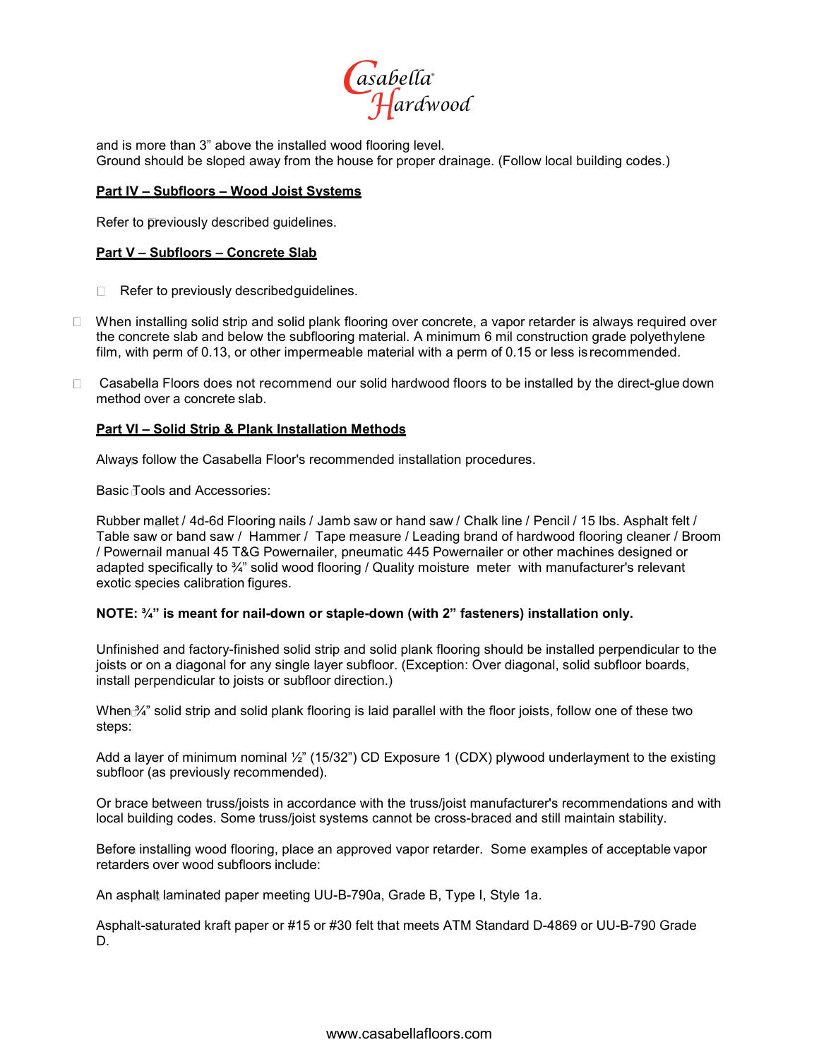and is more than 3" above the installed wood flooring level.
Ground should be sloped away from the house for proper drainage. (Follow local building codes.)

## Part IV – Subfloors – Wood Joist Systems

Refer to previously described guidelines.

## Part V – Subfloors – Concrete Slab

- Refer to previously described guidelines.
- When installing solid strip and solid plank flooring over concrete, a vapor retarder is always required over the concrete slab and below the subflooring material. A minimum 6 mil construction grade polyethylene film, with perm of 0.13, or other impermeable material with a perm of 0.15 or less is recommended.
- Casabella Floors does not recommend our solid hardwood floors to be installed by the direct-glue down method over a concrete slab.

## Part VI – Solid Strip & Plank Installation Methods

Always follow the Casabella Floor's recommended installation procedures.

Basic Tools and Accessories:

Rubber mallet / 4d-6d Flooring nails / Jamb saw or hand saw / Chalk line / Pencil / 15 lbs. Asphalt felt / Table saw or band saw / Hammer / Tape measure / Leading brand of hardwood flooring cleaner / Broom / Powernail manual 45 T&G Powernailer, pneumatic 445 Powernailer or other machines designed or adapted specifically to ¾" solid wood flooring / Quality moisture meter with manufacturer's relevant exotic species calibration figures.

**NOTE: ¾" is meant for nail-down or staple-down (with 2" fasteners) installation only.**

Unfinished and factory-finished solid strip and solid plank flooring should be installed perpendicular to the joists or on a diagonal for any single layer subfloor. (Exception: Over diagonal, solid subfloor boards, install perpendicular to joists or subfloor direction.)

When ¾" solid strip and solid plank flooring is laid parallel with the floor joists, follow one of these two steps:

Add a layer of minimum nominal ½" (15/32") CD Exposure 1 (CDX) plywood underlayment to the existing subfloor (as previously recommended).

Or brace between truss/joists in accordance with the truss/joist manufacturer's recommendations and with local building codes. Some truss/joist systems cannot be cross-braced and still maintain stability.

Before installing wood flooring, place an approved vapor retarder. Some examples of acceptable vapor retarders over wood subfloors include:

An asphalt laminated paper meeting UU-B-790a, Grade B, Type I, Style 1a.

Asphalt-saturated kraft paper or #15 or #30 felt that meets ATM Standard D-4869 or UU-B-790 Grade D.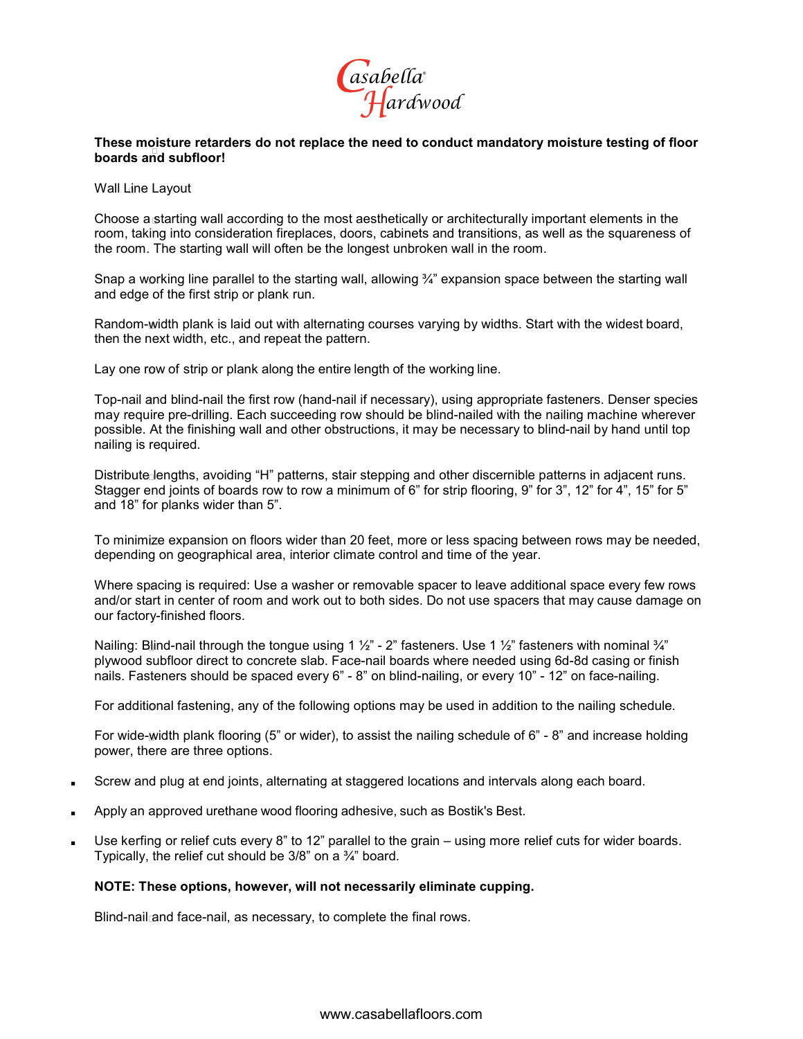**These moisture retarders do not replace the need to conduct mandatory moisture testing of floor boards and subfloor!**

Wall Line Layout

Choose a starting wall according to the most aesthetically or architecturally important elements in the room, taking into consideration fireplaces, doors, cabinets and transitions, as well as the squareness of the room. The starting wall will often be the longest unbroken wall in the room.

Snap a working line parallel to the starting wall, allowing ¾" expansion space between the starting wall and edge of the first strip or plank run.

Random-width plank is laid out with alternating courses varying by widths. Start with the widest board, then the next width, etc., and repeat the pattern.

Lay one row of strip or plank along the entire length of the working line.

Top-nail and blind-nail the first row (hand-nail if necessary), using appropriate fasteners. Denser species may require pre-drilling. Each succeeding row should be blind-nailed with the nailing machine wherever possible. At the finishing wall and other obstructions, it may be necessary to blind-nail by hand until top nailing is required.

Distribute lengths, avoiding "H" patterns, stair stepping and other discernible patterns in adjacent runs. Stagger end joints of boards row to row a minimum of 6" for strip flooring, 9" for 3", 12" for 4", 15" for 5" and 18" for planks wider than 5".

To minimize expansion on floors wider than 20 feet, more or less spacing between rows may be needed, depending on geographical area, interior climate control and time of the year.

Where spacing is required: Use a washer or removable spacer to leave additional space every few rows and/or start in center of room and work out to both sides. Do not use spacers that may cause damage on our factory-finished floors.

Nailing: Blind-nail through the tongue using 1 ½" - 2" fasteners. Use 1 ½" fasteners with nominal ¾" plywood subfloor direct to concrete slab. Face-nail boards where needed using 6d-8d casing or finish nails. Fasteners should be spaced every 6" - 8" on blind-nailing, or every 10" - 12" on face-nailing.

For additional fastening, any of the following options may be used in addition to the nailing schedule.

For wide-width plank flooring (5" or wider), to assist the nailing schedule of 6" - 8" and increase holding power, there are three options.

- Screw and plug at end joints, alternating at staggered locations and intervals along each board.
- Apply an approved urethane wood flooring adhesive, such as Bostik's Best.
- Use kerfing or relief cuts every 8" to 12" parallel to the grain – using more relief cuts for wider boards. Typically, the relief cut should be 3/8" on a ¾" board.

**NOTE: These options, however, will not necessarily eliminate cupping.**

Blind-nail and face-nail, as necessary, to complete the final rows.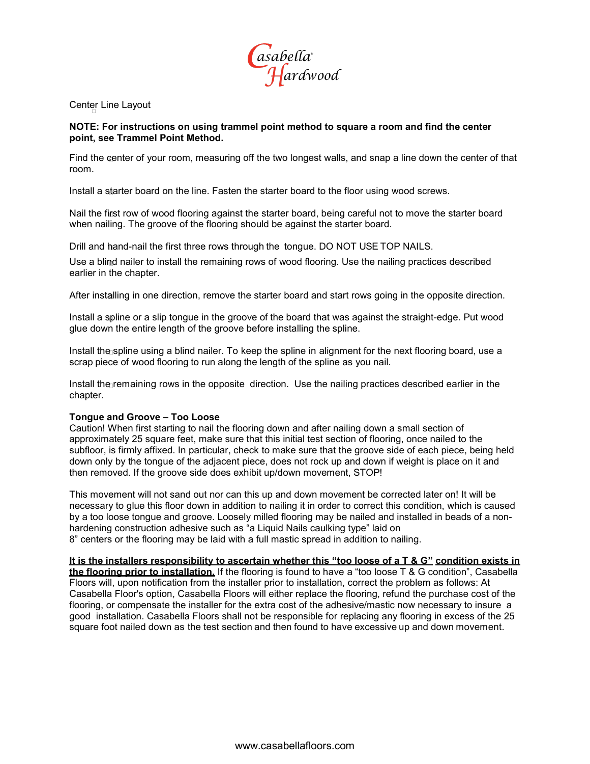Center Line Layout

**NOTE: For instructions on using trammel point method to square a room and find the center point, see Trammel Point Method.**

Find the center of your room, measuring off the two longest walls, and snap a line down the center of that room.

Install a starter board on the line. Fasten the starter board to the floor using wood screws.

Nail the first row of wood flooring against the starter board, being careful not to move the starter board when nailing. The groove of the flooring should be against the starter board.

Drill and hand-nail the first three rows through the tongue. DO NOT USE TOP NAILS.

Use a blind nailer to install the remaining rows of wood flooring. Use the nailing practices described earlier in the chapter.

After installing in one direction, remove the starter board and start rows going in the opposite direction.

Install a spline or a slip tongue in the groove of the board that was against the straight-edge. Put wood glue down the entire length of the groove before installing the spline.

Install the spline using a blind nailer. To keep the spline in alignment for the next flooring board, use a scrap piece of wood flooring to run along the length of the spline as you nail.

Install the remaining rows in the opposite direction. Use the nailing practices described earlier in the chapter.

**Tongue and Groove – Too Loose**

Caution! When first starting to nail the flooring down and after nailing down a small section of approximately 25 square feet, make sure that this initial test section of flooring, once nailed to the subfloor, is firmly affixed. In particular, check to make sure that the groove side of each piece, being held down only by the tongue of the adjacent piece, does not rock up and down if weight is place on it and then removed. If the groove side does exhibit up/down movement, STOP!

This movement will not sand out nor can this up and down movement be corrected later on! It will be necessary to glue this floor down in addition to nailing it in order to correct this condition, which is caused by a too loose tongue and groove. Loosely milled flooring may be nailed and installed in beads of a non-hardening construction adhesive such as "a Liquid Nails caulking type" laid on 8" centers or the flooring may be laid with a full mastic spread in addition to nailing.

**<u>It is the installers responsibility to ascertain whether this "too loose of a T & G" condition exists in the flooring prior to installation.</u>** If the flooring is found to have a "too loose T & G condition", Casabella Floors will, upon notification from the installer prior to installation, correct the problem as follows: At Casabella Floor's option, Casabella Floors will either replace the flooring, refund the purchase cost of the flooring, or compensate the installer for the extra cost of the adhesive/mastic now necessary to insure a good installation. Casabella Floors shall not be responsible for replacing any flooring in excess of the 25 square foot nailed down as the test section and then found to have excessive up and down movement.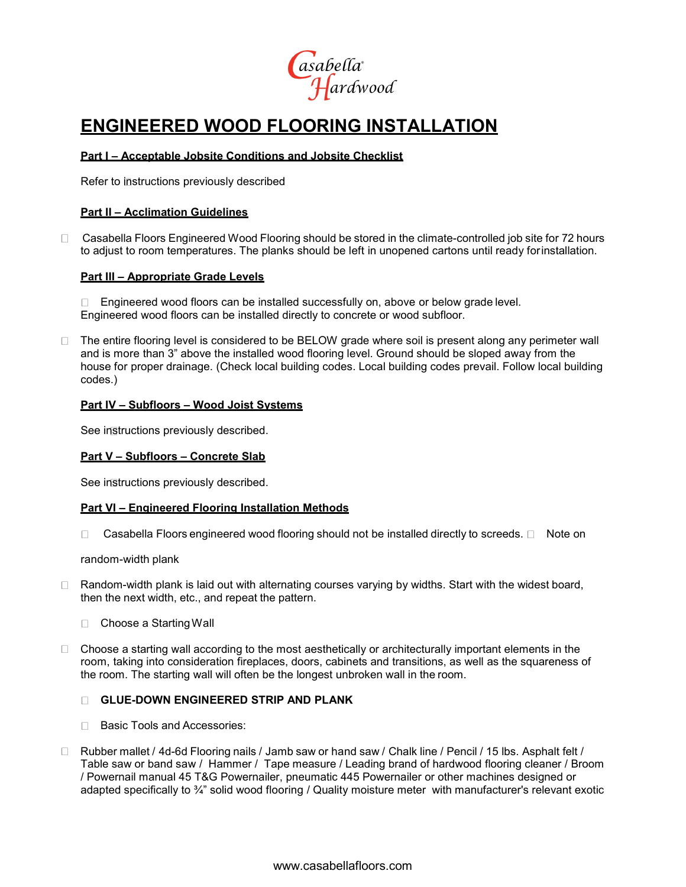# ENGINEERED WOOD FLOORING INSTALLATION

## Part I – Acceptable Jobsite Conditions and Jobsite Checklist

Refer to instructions previously described

## Part II – Acclimation Guidelines

- Casabella Floors Engineered Wood Flooring should be stored in the climate-controlled job site for 72 hours to adjust to room temperatures. The planks should be left in unopened cartons until ready for installation.

## Part III – Appropriate Grade Levels

- Engineered wood floors can be installed successfully on, above or below grade level. Engineered wood floors can be installed directly to concrete or wood subfloor.

- The entire flooring level is considered to be BELOW grade where soil is present along any perimeter wall and is more than 3" above the installed wood flooring level. Ground should be sloped away from the house for proper drainage. (Check local building codes. Local building codes prevail. Follow local building codes.)

## Part IV – Subfloors – Wood Joist Systems

See instructions previously described.

## Part V – Subfloors – Concrete Slab

See instructions previously described.

## Part VI – Engineered Flooring Installation Methods

- Casabella Floors engineered wood flooring should not be installed directly to screeds.
- Note on random-width plank

- Random-width plank is laid out with alternating courses varying by widths. Start with the widest board, then the next width, etc., and repeat the pattern.

- Choose a Starting Wall

- Choose a starting wall according to the most aesthetically or architecturally important elements in the room, taking into consideration fireplaces, doors, cabinets and transitions, as well as the squareness of the room. The starting wall will often be the longest unbroken wall in the room.

- **GLUE-DOWN ENGINEERED STRIP AND PLANK**

- Basic Tools and Accessories:

- Rubber mallet / 4d-6d Flooring nails / Jamb saw or hand saw / Chalk line / Pencil / 15 lbs. Asphalt felt / Table saw or band saw / Hammer / Tape measure / Leading brand of hardwood flooring cleaner / Broom / Powernail manual 45 T&G Powernailer, pneumatic 445 Powernailer or other machines designed or adapted specifically to ¾" solid wood flooring / Quality moisture meter with manufacturer's relevant exotic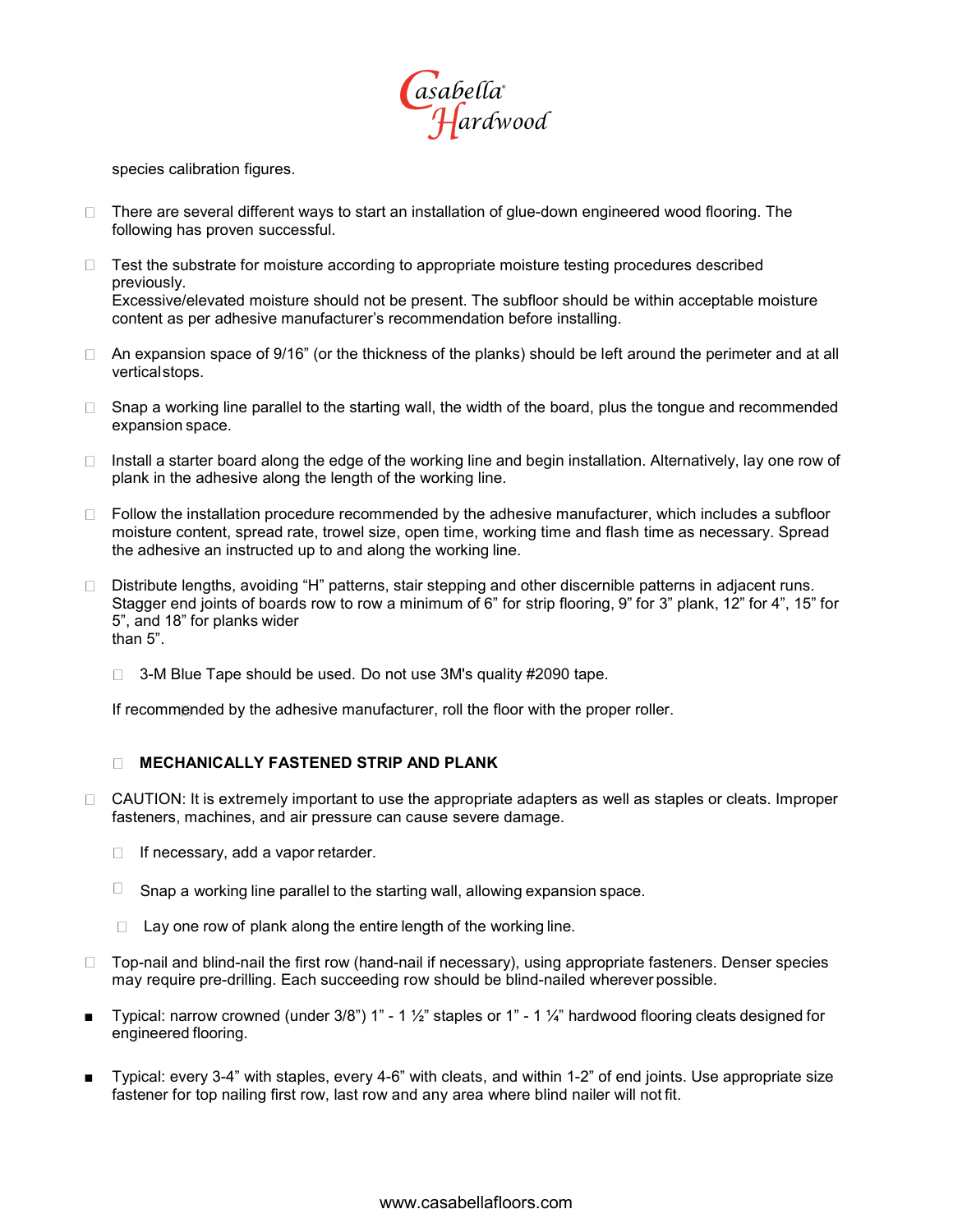species calibration figures.

- There are several different ways to start an installation of glue-down engineered wood flooring. The following has proven successful.

- Test the substrate for moisture according to appropriate moisture testing procedures described previously.
  Excessive/elevated moisture should not be present. The subfloor should be within acceptable moisture content as per adhesive manufacturer's recommendation before installing.

- An expansion space of 9/16" (or the thickness of the planks) should be left around the perimeter and at all verticalstops.

- Snap a working line parallel to the starting wall, the width of the board, plus the tongue and recommended expansion space.

- Install a starter board along the edge of the working line and begin installation. Alternatively, lay one row of plank in the adhesive along the length of the working line.

- Follow the installation procedure recommended by the adhesive manufacturer, which includes a subfloor moisture content, spread rate, trowel size, open time, working time and flash time as necessary. Spread the adhesive an instructed up to and along the working line.

- Distribute lengths, avoiding "H" patterns, stair stepping and other discernible patterns in adjacent runs. Stagger end joints of boards row to row a minimum of 6" for strip flooring, 9" for 3" plank, 12" for 4", 15" for 5", and 18" for planks wider than 5".

  - 3-M Blue Tape should be used. Do not use 3M's quality #2090 tape.

  If recommended by the adhesive manufacturer, roll the floor with the proper roller.

- **MECHANICALLY FASTENED STRIP AND PLANK**

- CAUTION: It is extremely important to use the appropriate adapters as well as staples or cleats. Improper fasteners, machines, and air pressure can cause severe damage.

  - If necessary, add a vapor retarder.

  - Snap a working line parallel to the starting wall, allowing expansion space.

  - Lay one row of plank along the entire length of the working line.

- Top-nail and blind-nail the first row (hand-nail if necessary), using appropriate fasteners. Denser species may require pre-drilling. Each succeeding row should be blind-nailed wherever possible.

- Typical: narrow crowned (under 3/8") 1" - 1 ½" staples or 1" - 1 ¼" hardwood flooring cleats designed for engineered flooring.

- Typical: every 3-4" with staples, every 4-6" with cleats, and within 1-2" of end joints. Use appropriate size fastener for top nailing first row, last row and any area where blind nailer will not fit.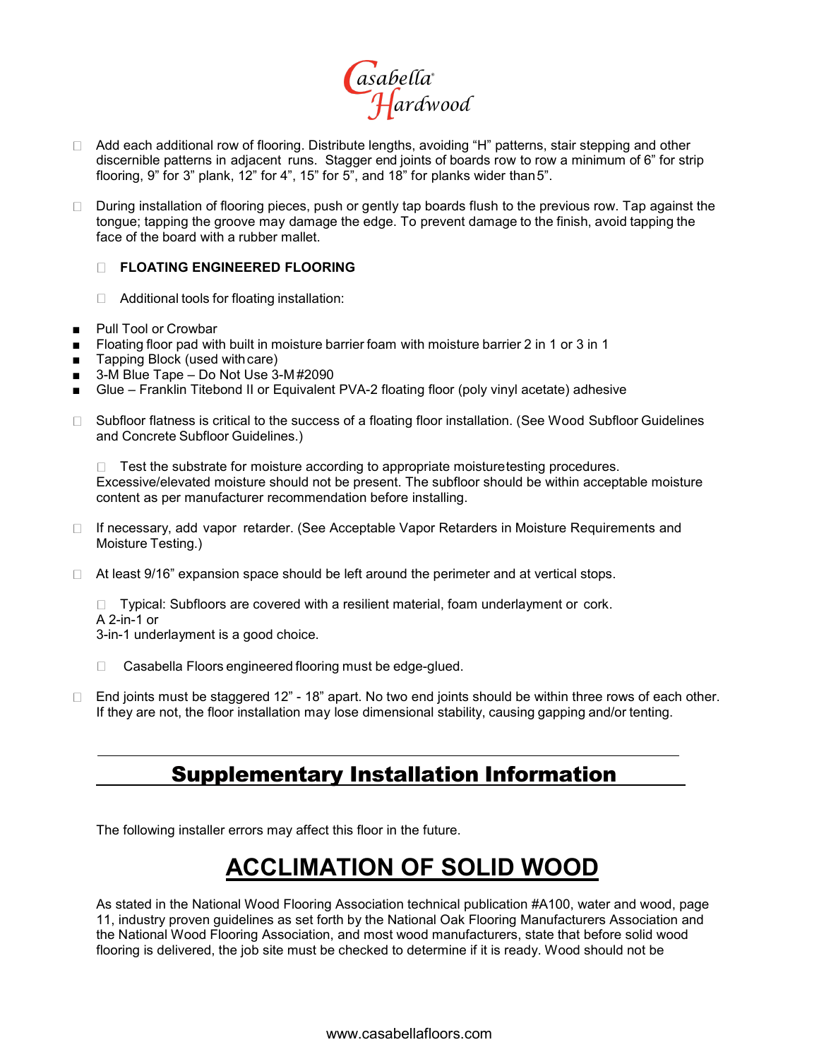- Add each additional row of flooring. Distribute lengths, avoiding "H" patterns, stair stepping and other discernible patterns in adjacent runs. Stagger end joints of boards row to row a minimum of 6" for strip flooring, 9" for 3" plank, 12" for 4", 15" for 5", and 18" for planks wider than 5".

- During installation of flooring pieces, push or gently tap boards flush to the previous row. Tap against the tongue; tapping the groove may damage the edge. To prevent damage to the finish, avoid tapping the face of the board with a rubber mallet.

  - **FLOATING ENGINEERED FLOORING**

  - Additional tools for floating installation:

- Pull Tool or Crowbar
- Floating floor pad with built in moisture barrier foam with moisture barrier 2 in 1 or 3 in 1
- Tapping Block (used with care)
- 3-M Blue Tape – Do Not Use 3-M #2090
- Glue – Franklin Titebond II or Equivalent PVA-2 floating floor (poly vinyl acetate) adhesive

- Subfloor flatness is critical to the success of a floating floor installation. (See Wood Subfloor Guidelines and Concrete Subfloor Guidelines.)

  - Test the substrate for moisture according to appropriate moisture testing procedures. Excessive/elevated moisture should not be present. The subfloor should be within acceptable moisture content as per manufacturer recommendation before installing.

- If necessary, add vapor retarder. (See Acceptable Vapor Retarders in Moisture Requirements and Moisture Testing.)

- At least 9/16" expansion space should be left around the perimeter and at vertical stops.

  - Typical: Subfloors are covered with a resilient material, foam underlayment or cork. A 2-in-1 or 3-in-1 underlayment is a good choice.

  - Casabella Floors engineered flooring must be edge-glued.

- End joints must be staggered 12" - 18" apart. No two end joints should be within three rows of each other. If they are not, the floor installation may lose dimensional stability, causing gapping and/or tenting.

## Supplementary Installation Information

The following installer errors may affect this floor in the future.

# ACCLIMATION OF SOLID WOOD

As stated in the National Wood Flooring Association technical publication #A100, water and wood, page 11, industry proven guidelines as set forth by the National Oak Flooring Manufacturers Association and the National Wood Flooring Association, and most wood manufacturers, state that before solid wood flooring is delivered, the job site must be checked to determine if it is ready. Wood should not be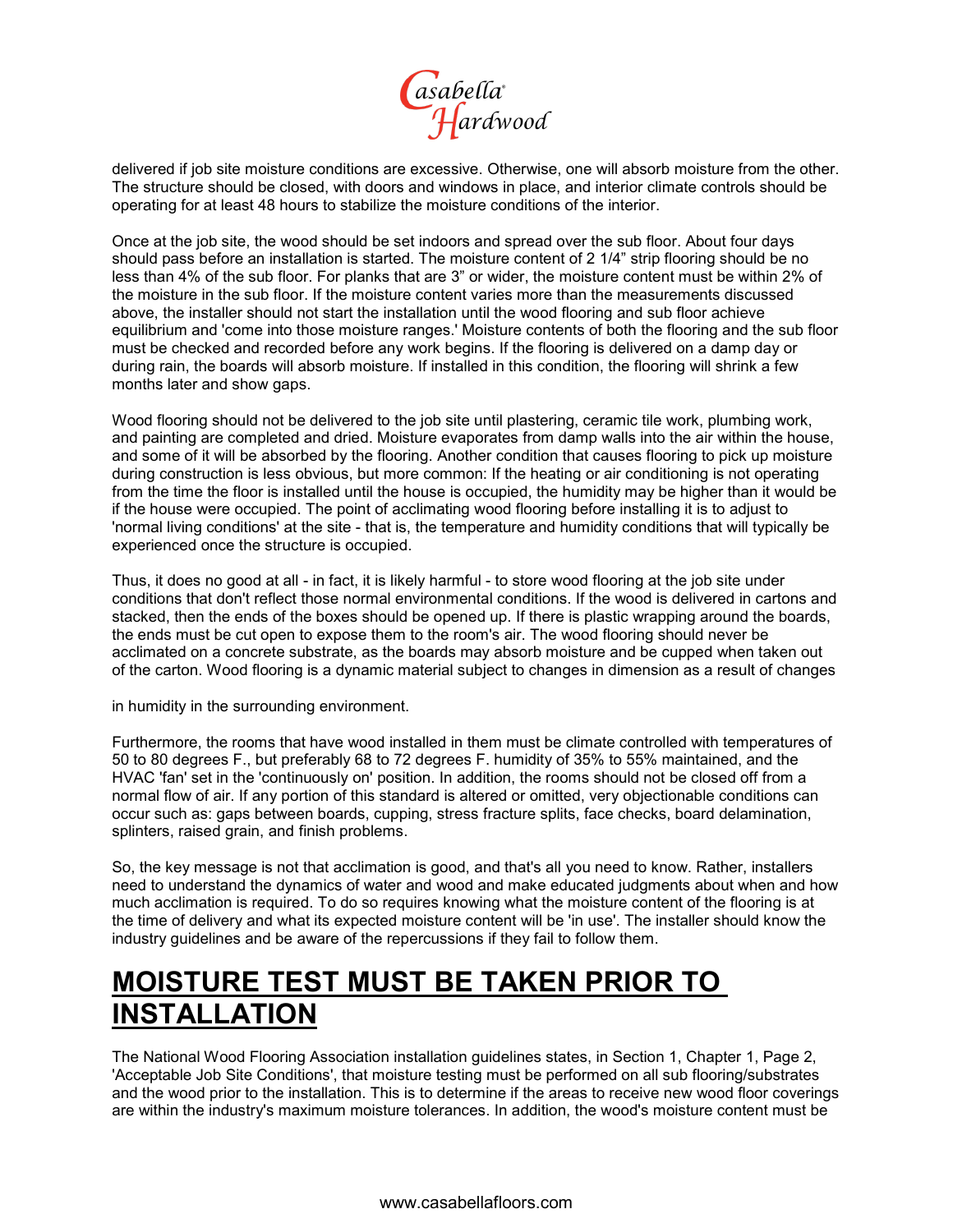delivered if job site moisture conditions are excessive. Otherwise, one will absorb moisture from the other. The structure should be closed, with doors and windows in place, and interior climate controls should be operating for at least 48 hours to stabilize the moisture conditions of the interior.

Once at the job site, the wood should be set indoors and spread over the sub floor. About four days should pass before an installation is started. The moisture content of 2 1/4" strip flooring should be no less than 4% of the sub floor. For planks that are 3" or wider, the moisture content must be within 2% of the moisture in the sub floor. If the moisture content varies more than the measurements discussed above, the installer should not start the installation until the wood flooring and sub floor achieve equilibrium and 'come into those moisture ranges.' Moisture contents of both the flooring and the sub floor must be checked and recorded before any work begins. If the flooring is delivered on a damp day or during rain, the boards will absorb moisture. If installed in this condition, the flooring will shrink a few months later and show gaps.

Wood flooring should not be delivered to the job site until plastering, ceramic tile work, plumbing work, and painting are completed and dried. Moisture evaporates from damp walls into the air within the house, and some of it will be absorbed by the flooring. Another condition that causes flooring to pick up moisture during construction is less obvious, but more common: If the heating or air conditioning is not operating from the time the floor is installed until the house is occupied, the humidity may be higher than it would be if the house were occupied. The point of acclimating wood flooring before installing it is to adjust to 'normal living conditions' at the site - that is, the temperature and humidity conditions that will typically be experienced once the structure is occupied.

Thus, it does no good at all - in fact, it is likely harmful - to store wood flooring at the job site under conditions that don't reflect those normal environmental conditions. If the wood is delivered in cartons and stacked, then the ends of the boxes should be opened up. If there is plastic wrapping around the boards, the ends must be cut open to expose them to the room's air. The wood flooring should never be acclimated on a concrete substrate, as the boards may absorb moisture and be cupped when taken out of the carton. Wood flooring is a dynamic material subject to changes in dimension as a result of changes in humidity in the surrounding environment.

Furthermore, the rooms that have wood installed in them must be climate controlled with temperatures of 50 to 80 degrees F., but preferably 68 to 72 degrees F. humidity of 35% to 55% maintained, and the HVAC 'fan' set in the 'continuously on' position. In addition, the rooms should not be closed off from a normal flow of air. If any portion of this standard is altered or omitted, very objectionable conditions can occur such as: gaps between boards, cupping, stress fracture splits, face checks, board delamination, splinters, raised grain, and finish problems.

So, the key message is not that acclimation is good, and that's all you need to know. Rather, installers need to understand the dynamics of water and wood and make educated judgments about when and how much acclimation is required. To do so requires knowing what the moisture content of the flooring is at the time of delivery and what its expected moisture content will be 'in use'. The installer should know the industry guidelines and be aware of the repercussions if they fail to follow them.

# MOISTURE TEST MUST BE TAKEN PRIOR TO INSTALLATION

The National Wood Flooring Association installation guidelines states, in Section 1, Chapter 1, Page 2, 'Acceptable Job Site Conditions', that moisture testing must be performed on all sub flooring/substrates and the wood prior to the installation. This is to determine if the areas to receive new wood floor coverings are within the industry's maximum moisture tolerances. In addition, the wood's moisture content must be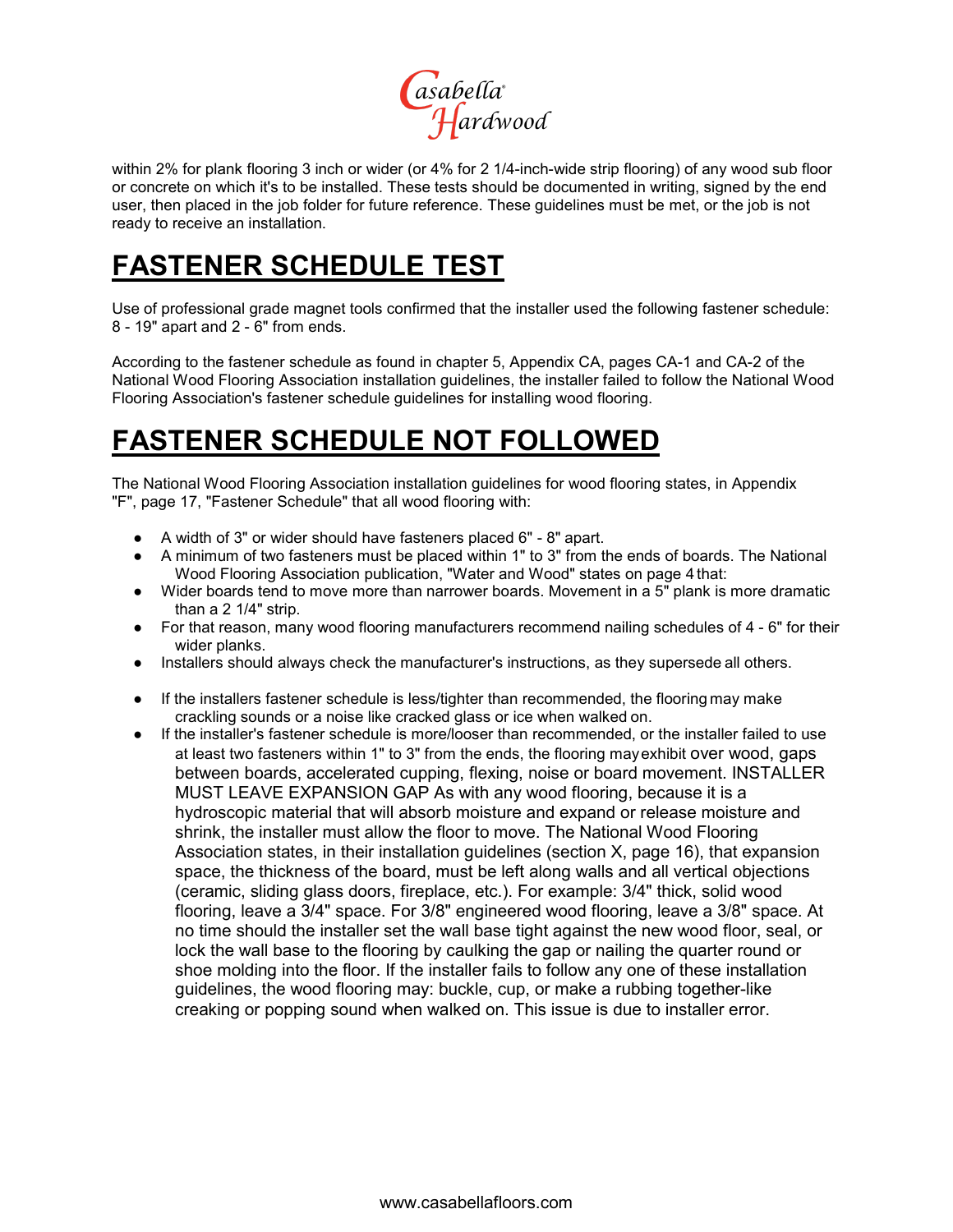within 2% for plank flooring 3 inch or wider (or 4% for 2 1/4-inch-wide strip flooring) of any wood sub floor or concrete on which it's to be installed. These tests should be documented in writing, signed by the end user, then placed in the job folder for future reference. These guidelines must be met, or the job is not ready to receive an installation.

# FASTENER SCHEDULE TEST

Use of professional grade magnet tools confirmed that the installer used the following fastener schedule: 8 - 19" apart and 2 - 6" from ends.

According to the fastener schedule as found in chapter 5, Appendix CA, pages CA-1 and CA-2 of the National Wood Flooring Association installation guidelines, the installer failed to follow the National Wood Flooring Association's fastener schedule guidelines for installing wood flooring.

# FASTENER SCHEDULE NOT FOLLOWED

The National Wood Flooring Association installation guidelines for wood flooring states, in Appendix "F", page 17, "Fastener Schedule" that all wood flooring with:

- A width of 3" or wider should have fasteners placed 6" - 8" apart.
- A minimum of two fasteners must be placed within 1" to 3" from the ends of boards. The National Wood Flooring Association publication, "Water and Wood" states on page 4 that:
- Wider boards tend to move more than narrower boards. Movement in a 5" plank is more dramatic than a 2 1/4" strip.
- For that reason, many wood flooring manufacturers recommend nailing schedules of 4 - 6" for their wider planks.
- Installers should always check the manufacturer's instructions, as they supersede all others.

- If the installers fastener schedule is less/tighter than recommended, the flooring may make crackling sounds or a noise like cracked glass or ice when walked on.
- If the installer's fastener schedule is more/looser than recommended, or the installer failed to use at least two fasteners within 1" to 3" from the ends, the flooring may exhibit over wood, gaps between boards, accelerated cupping, flexing, noise or board movement. INSTALLER MUST LEAVE EXPANSION GAP As with any wood flooring, because it is a hydroscopic material that will absorb moisture and expand or release moisture and shrink, the installer must allow the floor to move. The National Wood Flooring Association states, in their installation guidelines (section X, page 16), that expansion space, the thickness of the board, must be left along walls and all vertical objections (ceramic, sliding glass doors, fireplace, etc.). For example: 3/4" thick, solid wood flooring, leave a 3/4" space. For 3/8" engineered wood flooring, leave a 3/8" space. At no time should the installer set the wall base tight against the new wood floor, seal, or lock the wall base to the flooring by caulking the gap or nailing the quarter round or shoe molding into the floor. If the installer fails to follow any one of these installation guidelines, the wood flooring may: buckle, cup, or make a rubbing together-like creaking or popping sound when walked on. This issue is due to installer error.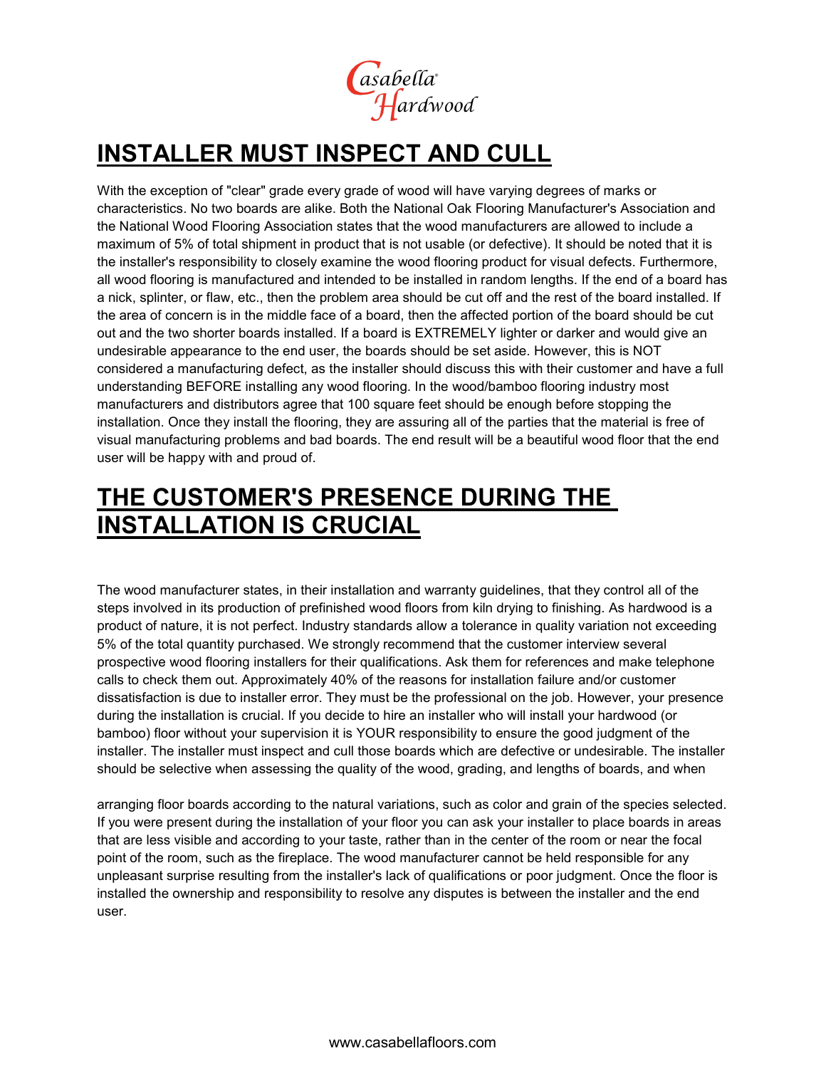## INSTALLER MUST INSPECT AND CULL

With the exception of "clear" grade every grade of wood will have varying degrees of marks or characteristics. No two boards are alike. Both the National Oak Flooring Manufacturer's Association and the National Wood Flooring Association states that the wood manufacturers are allowed to include a maximum of 5% of total shipment in product that is not usable (or defective). It should be noted that it is the installer's responsibility to closely examine the wood flooring product for visual defects. Furthermore, all wood flooring is manufactured and intended to be installed in random lengths. If the end of a board has a nick, splinter, or flaw, etc., then the problem area should be cut off and the rest of the board installed. If the area of concern is in the middle face of a board, then the affected portion of the board should be cut out and the two shorter boards installed. If a board is EXTREMELY lighter or darker and would give an undesirable appearance to the end user, the boards should be set aside. However, this is NOT considered a manufacturing defect, as the installer should discuss this with their customer and have a full understanding BEFORE installing any wood flooring. In the wood/bamboo flooring industry most manufacturers and distributors agree that 100 square feet should be enough before stopping the installation. Once they install the flooring, they are assuring all of the parties that the material is free of visual manufacturing problems and bad boards. The end result will be a beautiful wood floor that the end user will be happy with and proud of.

## THE CUSTOMER'S PRESENCE DURING THE INSTALLATION IS CRUCIAL

The wood manufacturer states, in their installation and warranty guidelines, that they control all of the steps involved in its production of prefinished wood floors from kiln drying to finishing. As hardwood is a product of nature, it is not perfect. Industry standards allow a tolerance in quality variation not exceeding 5% of the total quantity purchased. We strongly recommend that the customer interview several prospective wood flooring installers for their qualifications. Ask them for references and make telephone calls to check them out. Approximately 40% of the reasons for installation failure and/or customer dissatisfaction is due to installer error. They must be the professional on the job. However, your presence during the installation is crucial. If you decide to hire an installer who will install your hardwood (or bamboo) floor without your supervision it is YOUR responsibility to ensure the good judgment of the installer. The installer must inspect and cull those boards which are defective or undesirable. The installer should be selective when assessing the quality of the wood, grading, and lengths of boards, and when arranging floor boards according to the natural variations, such as color and grain of the species selected. If you were present during the installation of your floor you can ask your installer to place boards in areas that are less visible and according to your taste, rather than in the center of the room or near the focal point of the room, such as the fireplace. The wood manufacturer cannot be held responsible for any unpleasant surprise resulting from the installer's lack of qualifications or poor judgment. Once the floor is installed the ownership and responsibility to resolve any disputes is between the installer and the end user.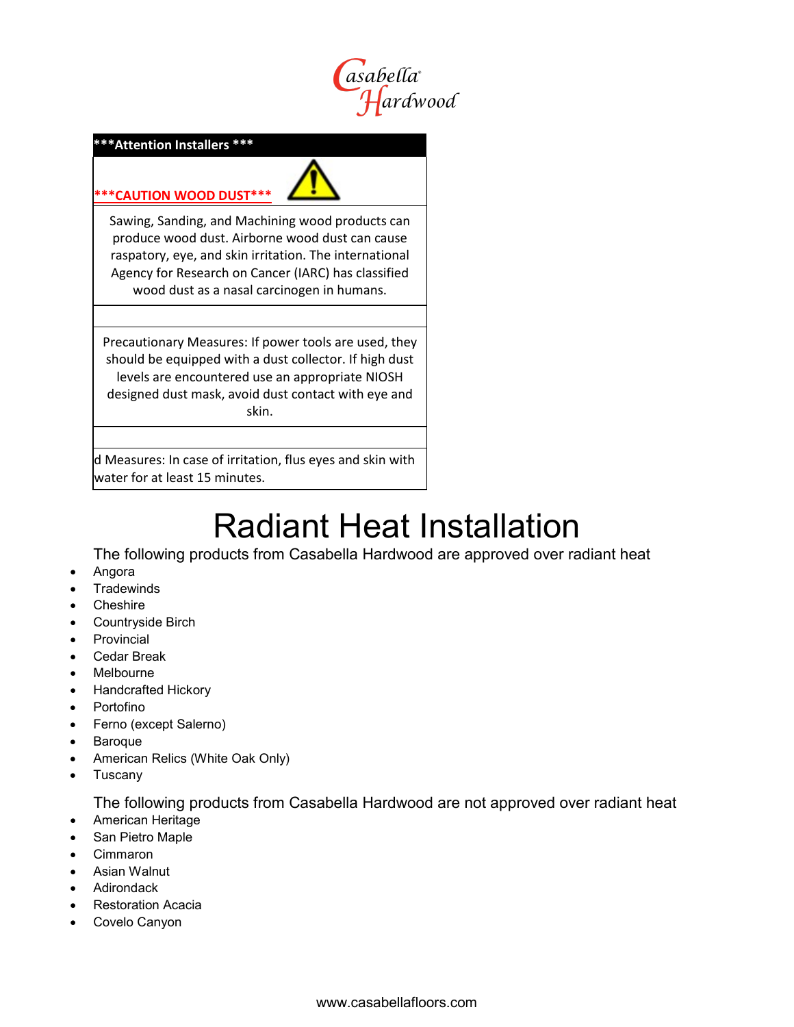Casabella Hardwood

| ***Attention Installers *** |
|---|
| ***CAUTION WOOD DUST*** |
| Sawing, Sanding, and Machining wood products can produce wood dust. Airborne wood dust can cause raspatory, eye, and skin irritation. The international Agency for Research on Cancer (IARC) has classified wood dust as a nasal carcinogen in humans. |
| |
| Precautionary Measures: If power tools are used, they should be equipped with a dust collector. If high dust levels are encountered use an appropriate NIOSH designed dust mask, avoid dust contact with eye and skin. |
| |
| d Measures: In case of irritation, flus eyes and skin with water for at least 15 minutes. |

# Radiant Heat Installation

The following products from Casabella Hardwood are approved over radiant heat

- Angora
- Tradewinds
- Cheshire
- Countryside Birch
- Provincial
- Cedar Break
- Melbourne
- Handcrafted Hickory
- Portofino
- Ferno (except Salerno)
- Baroque
- American Relics (White Oak Only)
- Tuscany

The following products from Casabella Hardwood are not approved over radiant heat

- American Heritage
- San Pietro Maple
- Cimmaron
- Asian Walnut
- Adirondack
- Restoration Acacia
- Covelo Canyon

www.casabellafloors.com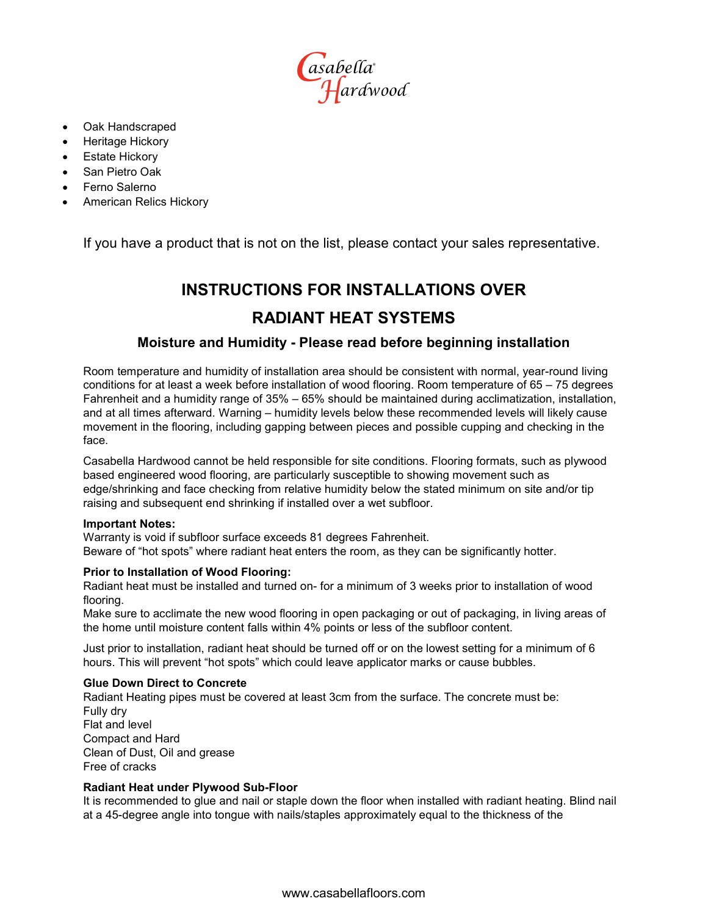- Oak Handscraped
- Heritage Hickory
- Estate Hickory
- San Pietro Oak
- Ferno Salerno
- American Relics Hickory

If you have a product that is not on the list, please contact your sales representative.

# INSTRUCTIONS FOR INSTALLATIONS OVER RADIANT HEAT SYSTEMS

## Moisture and Humidity - Please read before beginning installation

Room temperature and humidity of installation area should be consistent with normal, year-round living conditions for at least a week before installation of wood flooring. Room temperature of 65 – 75 degrees Fahrenheit and a humidity range of 35% – 65% should be maintained during acclimatization, installation, and at all times afterward. Warning – humidity levels below these recommended levels will likely cause movement in the flooring, including gapping between pieces and possible cupping and checking in the face.

Casabella Hardwood cannot be held responsible for site conditions. Flooring formats, such as plywood based engineered wood flooring, are particularly susceptible to showing movement such as edge/shrinking and face checking from relative humidity below the stated minimum on site and/or tip raising and subsequent end shrinking if installed over a wet subfloor.

**Important Notes:**
Warranty is void if subfloor surface exceeds 81 degrees Fahrenheit.
Beware of "hot spots" where radiant heat enters the room, as they can be significantly hotter.

**Prior to Installation of Wood Flooring:**
Radiant heat must be installed and turned on- for a minimum of 3 weeks prior to installation of wood flooring.
Make sure to acclimate the new wood flooring in open packaging or out of packaging, in living areas of the home until moisture content falls within 4% points or less of the subfloor content.

Just prior to installation, radiant heat should be turned off or on the lowest setting for a minimum of 6 hours. This will prevent "hot spots" which could leave applicator marks or cause bubbles.

**Glue Down Direct to Concrete**
Radiant Heating pipes must be covered at least 3cm from the surface. The concrete must be:
Fully dry
Flat and level
Compact and Hard
Clean of Dust, Oil and grease
Free of cracks

**Radiant Heat under Plywood Sub-Floor**
It is recommended to glue and nail or staple down the floor when installed with radiant heating. Blind nail at a 45-degree angle into tongue with nails/staples approximately equal to the thickness of the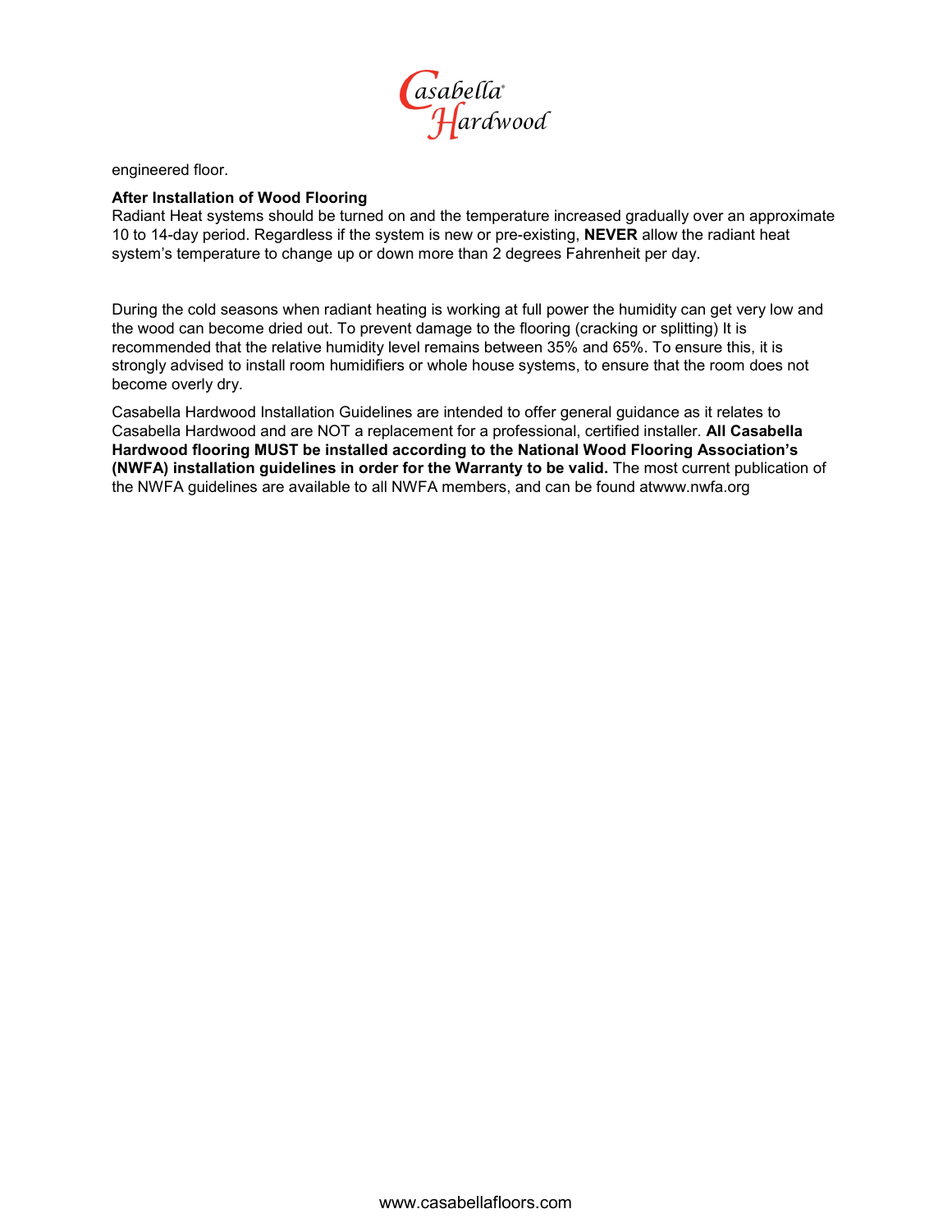engineered floor.

**After Installation of Wood Flooring**
Radiant Heat systems should be turned on and the temperature increased gradually over an approximate 10 to 14-day period. Regardless if the system is new or pre-existing, **NEVER** allow the radiant heat system's temperature to change up or down more than 2 degrees Fahrenheit per day.

During the cold seasons when radiant heating is working at full power the humidity can get very low and the wood can become dried out. To prevent damage to the flooring (cracking or splitting) It is recommended that the relative humidity level remains between 35% and 65%. To ensure this, it is strongly advised to install room humidifiers or whole house systems, to ensure that the room does not become overly dry.

Casabella Hardwood Installation Guidelines are intended to offer general guidance as it relates to Casabella Hardwood and are NOT a replacement for a professional, certified installer. **All Casabella Hardwood flooring MUST be installed according to the National Wood Flooring Association's (NWFA) installation guidelines in order for the Warranty to be valid.** The most current publication of the NWFA guidelines are available to all NWFA members, and can be found atwww.nwfa.org